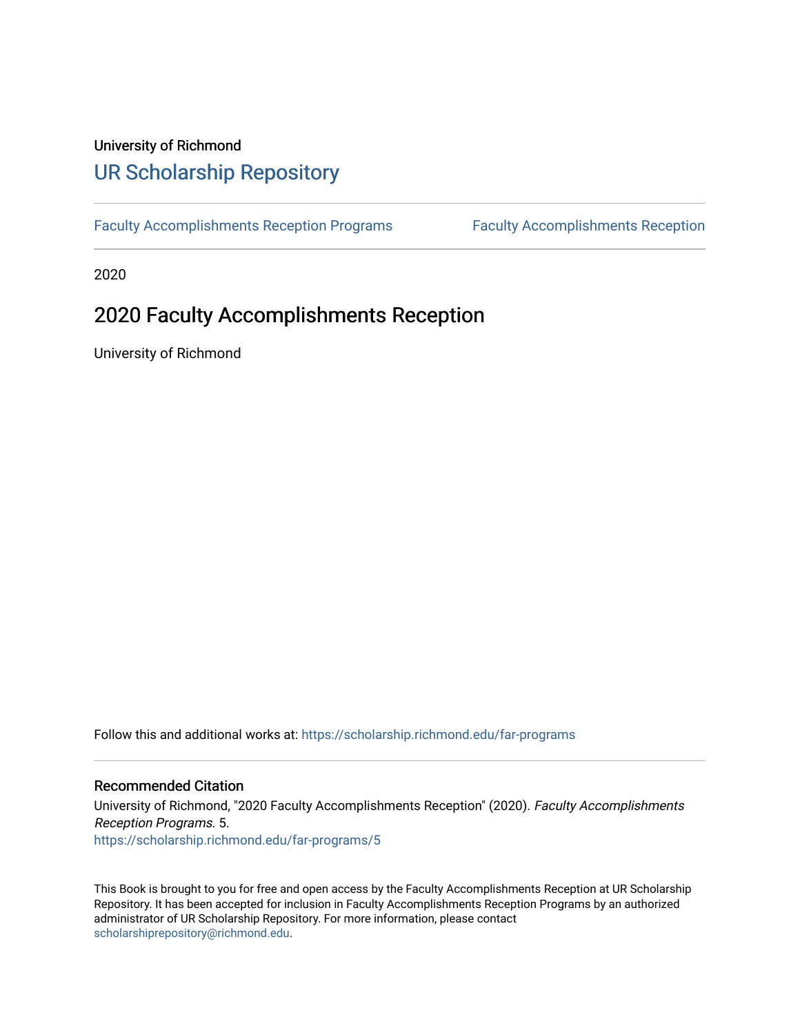University of Richmond

# UR Scholarship Repository

Faculty Accomplishments Reception Programs | Faculty Accomplishments Reception

2020

## 2020 Faculty Accomplishments Reception

University of Richmond

Follow this and additional works at: https://scholarship.richmond.edu/far-programs

### Recommended Citation

University of Richmond, "2020 Faculty Accomplishments Reception" (2020). *Faculty Accomplishments Reception Programs*. 5.
https://scholarship.richmond.edu/far-programs/5

This Book is brought to you for free and open access by the Faculty Accomplishments Reception at UR Scholarship Repository. It has been accepted for inclusion in Faculty Accomplishments Reception Programs by an authorized administrator of UR Scholarship Repository. For more information, please contact scholarshiprepository@richmond.edu.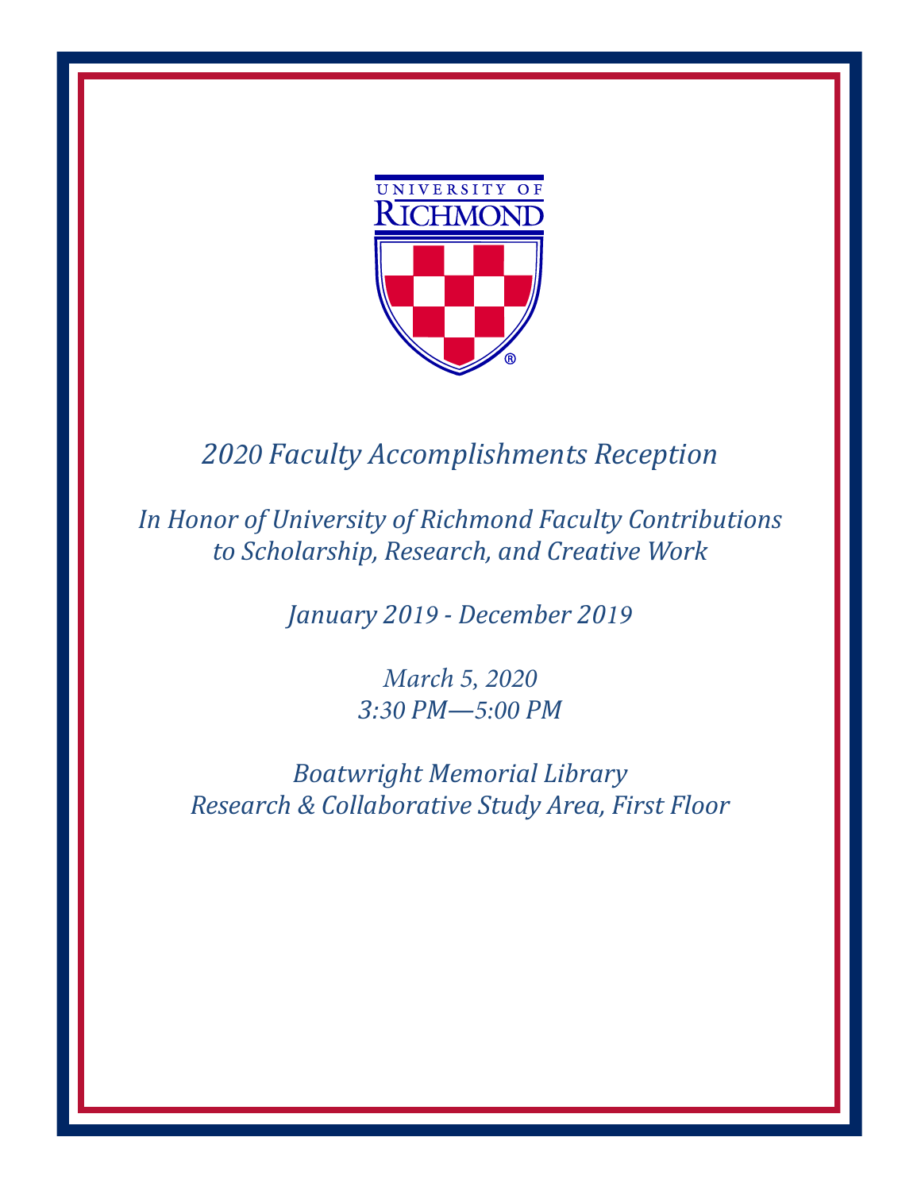UNIVERSITY OF RICHMOND

*2020 Faculty Accomplishments Reception*

*In Honor of University of Richmond Faculty Contributions to Scholarship, Research, and Creative Work*

*January 2019 - December 2019*

*March 5, 2020*
*3:30 PM—5:00 PM*

*Boatwright Memorial Library*
*Research & Collaborative Study Area, First Floor*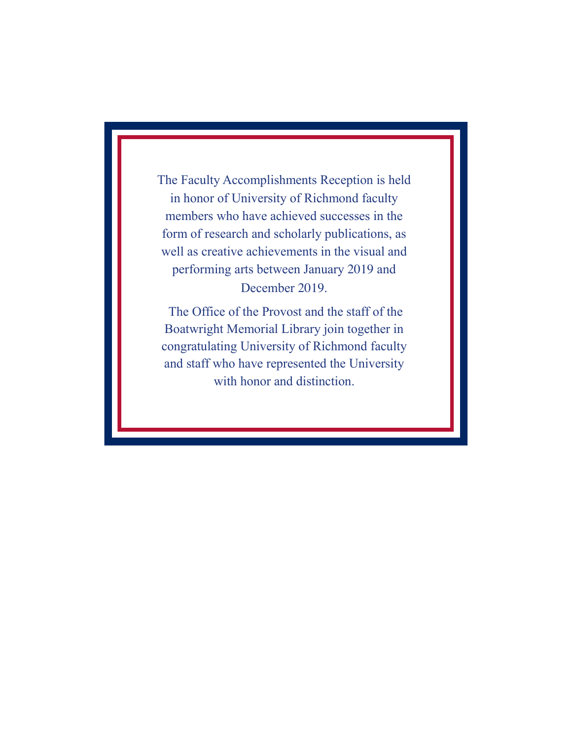The Faculty Accomplishments Reception is held in honor of University of Richmond faculty members who have achieved successes in the form of research and scholarly publications, as well as creative achievements in the visual and performing arts between January 2019 and December 2019.

The Office of the Provost and the staff of the Boatwright Memorial Library join together in congratulating University of Richmond faculty and staff who have represented the University with honor and distinction.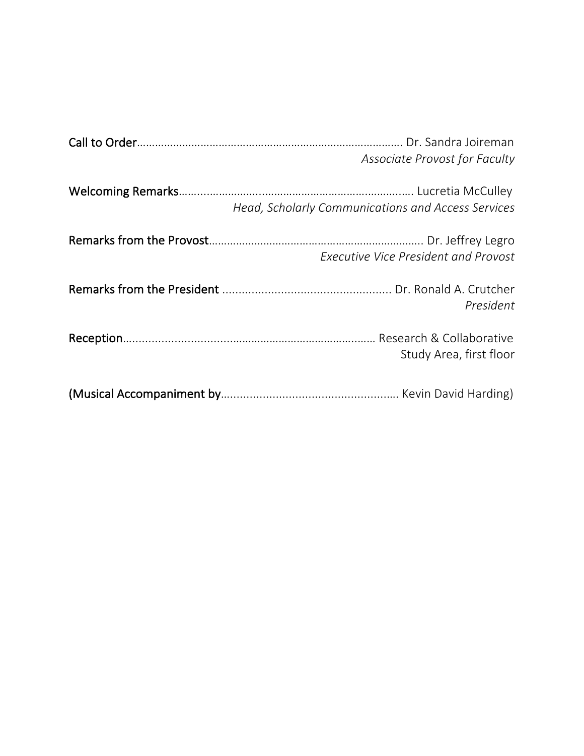**Call to Order**……………………………………………………………………………. Dr. Sandra Joireman
*Associate Provost for Faculty*

**Welcoming Remarks**……..………………..…………………………………….….. Lucretia McCulley
*Head, Scholarly Communications and Access Services*

**Remarks from the Provost**……………………………………………………….. Dr. Jeffrey Legro
*Executive Vice President and Provost*

**Remarks from the President** .................................................... Dr. Ronald A. Crutcher
*President*

**Reception**….............................................................…… Research & Collaborative Study Area, first floor

**(Musical Accompaniment by**………………………………………………. Kevin David Harding)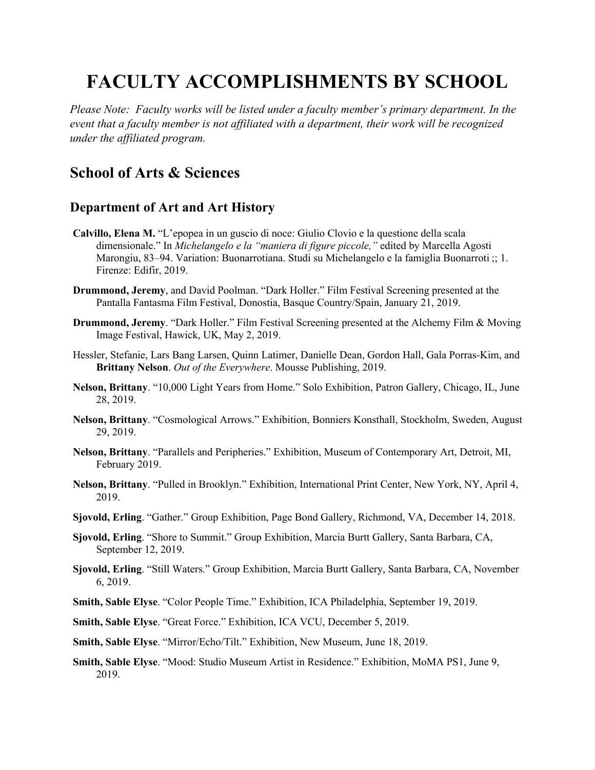# FACULTY ACCOMPLISHMENTS BY SCHOOL

*Please Note: Faculty works will be listed under a faculty member's primary department. In the event that a faculty member is not affiliated with a department, their work will be recognized under the affiliated program.*

## School of Arts & Sciences

### Department of Art and Art History

**Calvillo, Elena M.** "L'epopea in un guscio di noce: Giulio Clovio e la questione della scala dimensionale." In *Michelangelo e la "maniera di figure piccole,"* edited by Marcella Agosti Marongiu, 83–94. Variation: Buonarrotiana. Studi su Michelangelo e la famiglia Buonarroti ;; 1. Firenze: Edifir, 2019.

**Drummond, Jeremy**, and David Poolman. "Dark Holler." Film Festival Screening presented at the Pantalla Fantasma Film Festival, Donostia, Basque Country/Spain, January 21, 2019.

**Drummond, Jeremy**. "Dark Holler." Film Festival Screening presented at the Alchemy Film & Moving Image Festival, Hawick, UK, May 2, 2019.

Hessler, Stefanie, Lars Bang Larsen, Quinn Latimer, Danielle Dean, Gordon Hall, Gala Porras-Kim, and **Brittany Nelson**. *Out of the Everywhere*. Mousse Publishing, 2019.

**Nelson, Brittany**. "10,000 Light Years from Home." Solo Exhibition, Patron Gallery, Chicago, IL, June 28, 2019.

**Nelson, Brittany**. "Cosmological Arrows." Exhibition, Bonniers Konsthall, Stockholm, Sweden, August 29, 2019.

**Nelson, Brittany**. "Parallels and Peripheries." Exhibition, Museum of Contemporary Art, Detroit, MI, February 2019.

**Nelson, Brittany**. "Pulled in Brooklyn." Exhibition, International Print Center, New York, NY, April 4, 2019.

**Sjovold, Erling**. "Gather." Group Exhibition, Page Bond Gallery, Richmond, VA, December 14, 2018.

**Sjovold, Erling**. "Shore to Summit." Group Exhibition, Marcia Burtt Gallery, Santa Barbara, CA, September 12, 2019.

**Sjovold, Erling**. "Still Waters." Group Exhibition, Marcia Burtt Gallery, Santa Barbara, CA, November 6, 2019.

**Smith, Sable Elyse**. "Color People Time." Exhibition, ICA Philadelphia, September 19, 2019.

**Smith, Sable Elyse**. "Great Force." Exhibition, ICA VCU, December 5, 2019.

**Smith, Sable Elyse**. "Mirror/Echo/Tilt." Exhibition, New Museum, June 18, 2019.

**Smith, Sable Elyse**. "Mood: Studio Museum Artist in Residence." Exhibition, MoMA PS1, June 9, 2019.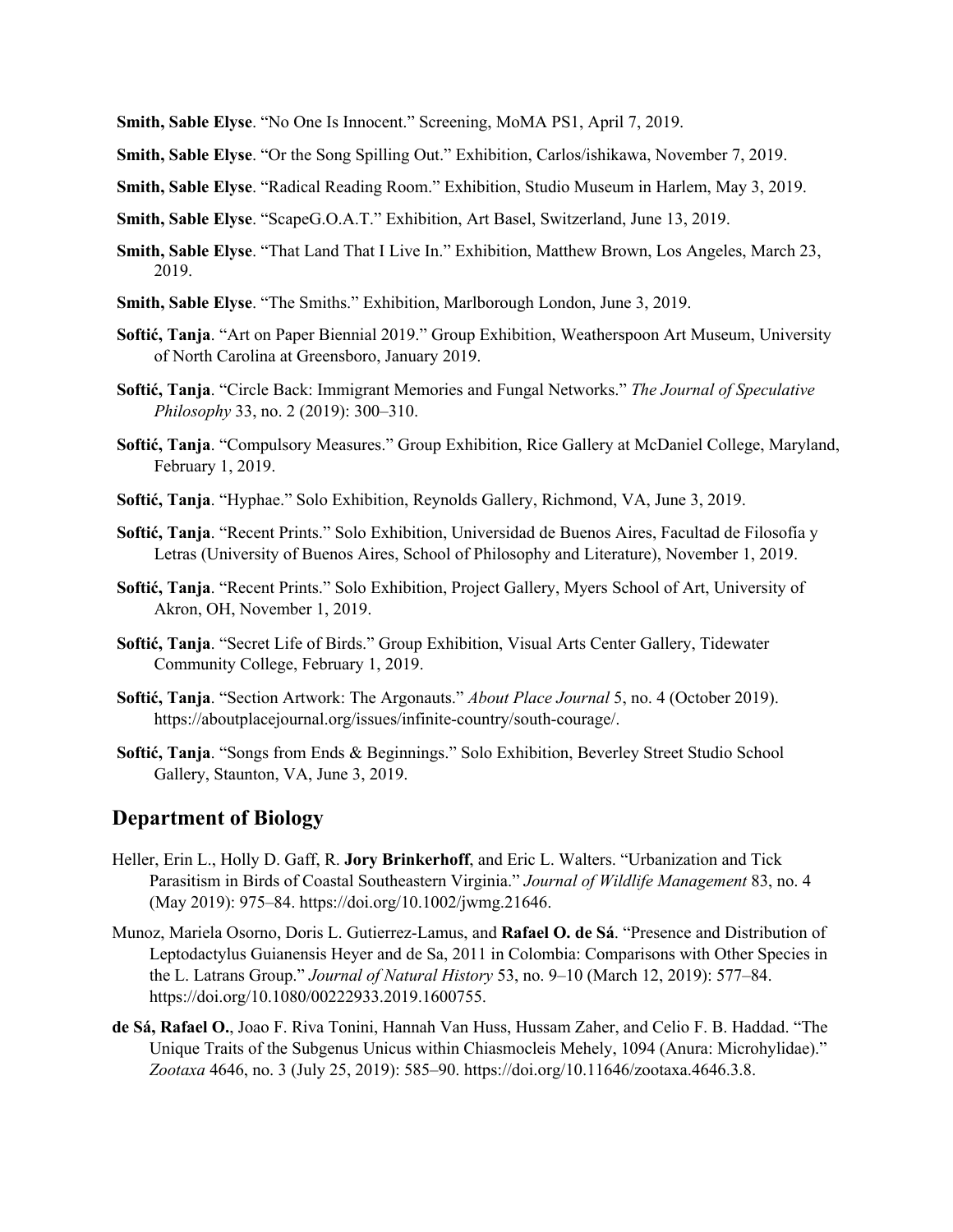**Smith, Sable Elyse**. “No One Is Innocent.” Screening, MoMA PS1, April 7, 2019.

**Smith, Sable Elyse**. “Or the Song Spilling Out.” Exhibition, Carlos/ishikawa, November 7, 2019.

**Smith, Sable Elyse**. “Radical Reading Room.” Exhibition, Studio Museum in Harlem, May 3, 2019.

**Smith, Sable Elyse**. “ScapeG.O.A.T.” Exhibition, Art Basel, Switzerland, June 13, 2019.

**Smith, Sable Elyse**. “That Land That I Live In.” Exhibition, Matthew Brown, Los Angeles, March 23, 2019.

**Smith, Sable Elyse**. “The Smiths.” Exhibition, Marlborough London, June 3, 2019.

**Softić, Tanja**. “Art on Paper Biennial 2019.” Group Exhibition, Weatherspoon Art Museum, University of North Carolina at Greensboro, January 2019.

**Softić, Tanja**. “Circle Back: Immigrant Memories and Fungal Networks.” *The Journal of Speculative Philosophy* 33, no. 2 (2019): 300–310.

**Softić, Tanja**. “Compulsory Measures.” Group Exhibition, Rice Gallery at McDaniel College, Maryland, February 1, 2019.

**Softić, Tanja**. “Hyphae.” Solo Exhibition, Reynolds Gallery, Richmond, VA, June 3, 2019.

**Softić, Tanja**. “Recent Prints.” Solo Exhibition, Universidad de Buenos Aires, Facultad de Filosofía y Letras (University of Buenos Aires, School of Philosophy and Literature), November 1, 2019.

**Softić, Tanja**. “Recent Prints.” Solo Exhibition, Project Gallery, Myers School of Art, University of Akron, OH, November 1, 2019.

**Softić, Tanja**. “Secret Life of Birds.” Group Exhibition, Visual Arts Center Gallery, Tidewater Community College, February 1, 2019.

**Softić, Tanja**. “Section Artwork: The Argonauts.” *About Place Journal* 5, no. 4 (October 2019). https://aboutplacejournal.org/issues/infinite-country/south-courage/.

**Softić, Tanja**. “Songs from Ends & Beginnings.” Solo Exhibition, Beverley Street Studio School Gallery, Staunton, VA, June 3, 2019.

## Department of Biology

Heller, Erin L., Holly D. Gaff, R. **Jory Brinkerhoff**, and Eric L. Walters. “Urbanization and Tick Parasitism in Birds of Coastal Southeastern Virginia.” *Journal of Wildlife Management* 83, no. 4 (May 2019): 975–84. https://doi.org/10.1002/jwmg.21646.

Munoz, Mariela Osorno, Doris L. Gutierrez-Lamus, and **Rafael O. de Sá**. “Presence and Distribution of Leptodactylus Guianensis Heyer and de Sa, 2011 in Colombia: Comparisons with Other Species in the L. Latrans Group.” *Journal of Natural History* 53, no. 9–10 (March 12, 2019): 577–84. https://doi.org/10.1080/00222933.2019.1600755.

**de Sá, Rafael O.**, Joao F. Riva Tonini, Hannah Van Huss, Hussam Zaher, and Celio F. B. Haddad. “The Unique Traits of the Subgenus Unicus within Chiasmocleis Mehely, 1094 (Anura: Microhylidae).” *Zootaxa* 4646, no. 3 (July 25, 2019): 585–90. https://doi.org/10.11646/zootaxa.4646.3.8.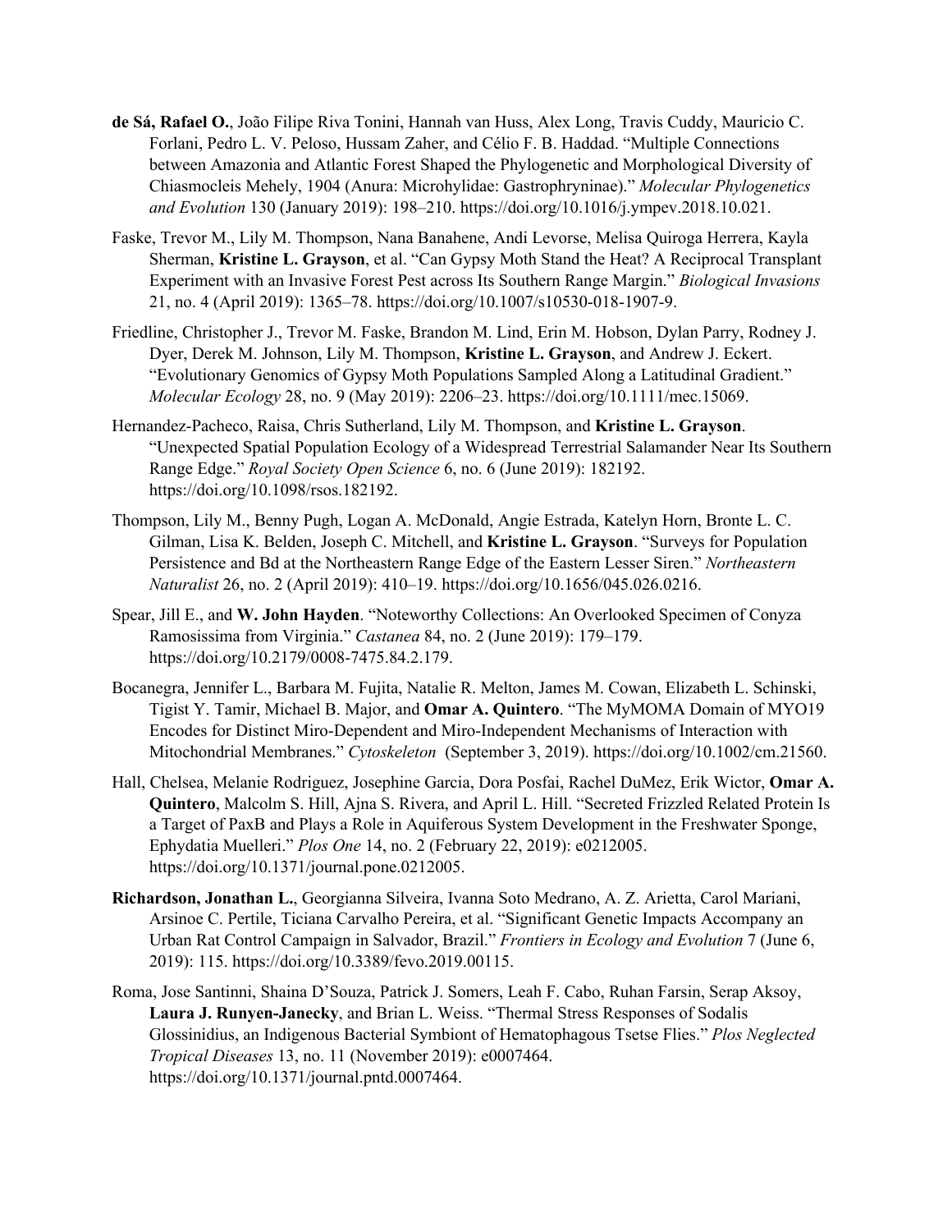**de Sá, Rafael O.**, João Filipe Riva Tonini, Hannah van Huss, Alex Long, Travis Cuddy, Mauricio C. Forlani, Pedro L. V. Peloso, Hussam Zaher, and Célio F. B. Haddad. "Multiple Connections between Amazonia and Atlantic Forest Shaped the Phylogenetic and Morphological Diversity of Chiasmocleis Mehely, 1904 (Anura: Microhylidae: Gastrophryninae)." *Molecular Phylogenetics and Evolution* 130 (January 2019): 198–210. https://doi.org/10.1016/j.ympev.2018.10.021.

Faske, Trevor M., Lily M. Thompson, Nana Banahene, Andi Levorse, Melisa Quiroga Herrera, Kayla Sherman, **Kristine L. Grayson**, et al. "Can Gypsy Moth Stand the Heat? A Reciprocal Transplant Experiment with an Invasive Forest Pest across Its Southern Range Margin." *Biological Invasions* 21, no. 4 (April 2019): 1365–78. https://doi.org/10.1007/s10530-018-1907-9.

Friedline, Christopher J., Trevor M. Faske, Brandon M. Lind, Erin M. Hobson, Dylan Parry, Rodney J. Dyer, Derek M. Johnson, Lily M. Thompson, **Kristine L. Grayson**, and Andrew J. Eckert. "Evolutionary Genomics of Gypsy Moth Populations Sampled Along a Latitudinal Gradient." *Molecular Ecology* 28, no. 9 (May 2019): 2206–23. https://doi.org/10.1111/mec.15069.

Hernandez-Pacheco, Raisa, Chris Sutherland, Lily M. Thompson, and **Kristine L. Grayson**. "Unexpected Spatial Population Ecology of a Widespread Terrestrial Salamander Near Its Southern Range Edge." *Royal Society Open Science* 6, no. 6 (June 2019): 182192. https://doi.org/10.1098/rsos.182192.

Thompson, Lily M., Benny Pugh, Logan A. McDonald, Angie Estrada, Katelyn Horn, Bronte L. C. Gilman, Lisa K. Belden, Joseph C. Mitchell, and **Kristine L. Grayson**. "Surveys for Population Persistence and Bd at the Northeastern Range Edge of the Eastern Lesser Siren." *Northeastern Naturalist* 26, no. 2 (April 2019): 410–19. https://doi.org/10.1656/045.026.0216.

Spear, Jill E., and **W. John Hayden**. "Noteworthy Collections: An Overlooked Specimen of Conyza Ramosissima from Virginia." *Castanea* 84, no. 2 (June 2019): 179–179. https://doi.org/10.2179/0008-7475.84.2.179.

Bocanegra, Jennifer L., Barbara M. Fujita, Natalie R. Melton, James M. Cowan, Elizabeth L. Schinski, Tigist Y. Tamir, Michael B. Major, and **Omar A. Quintero**. "The MyMOMA Domain of MYO19 Encodes for Distinct Miro-Dependent and Miro-Independent Mechanisms of Interaction with Mitochondrial Membranes." *Cytoskeleton* (September 3, 2019). https://doi.org/10.1002/cm.21560.

Hall, Chelsea, Melanie Rodriguez, Josephine Garcia, Dora Posfai, Rachel DuMez, Erik Wictor, **Omar A. Quintero**, Malcolm S. Hill, Ajna S. Rivera, and April L. Hill. "Secreted Frizzled Related Protein Is a Target of PaxB and Plays a Role in Aquiferous System Development in the Freshwater Sponge, Ephydatia Muelleri." *Plos One* 14, no. 2 (February 22, 2019): e0212005. https://doi.org/10.1371/journal.pone.0212005.

**Richardson, Jonathan L.**, Georgianna Silveira, Ivanna Soto Medrano, A. Z. Arietta, Carol Mariani, Arsinoe C. Pertile, Ticiana Carvalho Pereira, et al. "Significant Genetic Impacts Accompany an Urban Rat Control Campaign in Salvador, Brazil." *Frontiers in Ecology and Evolution* 7 (June 6, 2019): 115. https://doi.org/10.3389/fevo.2019.00115.

Roma, Jose Santinni, Shaina D'Souza, Patrick J. Somers, Leah F. Cabo, Ruhan Farsin, Serap Aksoy, **Laura J. Runyen-Janecky**, and Brian L. Weiss. "Thermal Stress Responses of Sodalis Glossinidius, an Indigenous Bacterial Symbiont of Hematophagous Tsetse Flies." *Plos Neglected Tropical Diseases* 13, no. 11 (November 2019): e0007464. https://doi.org/10.1371/journal.pntd.0007464.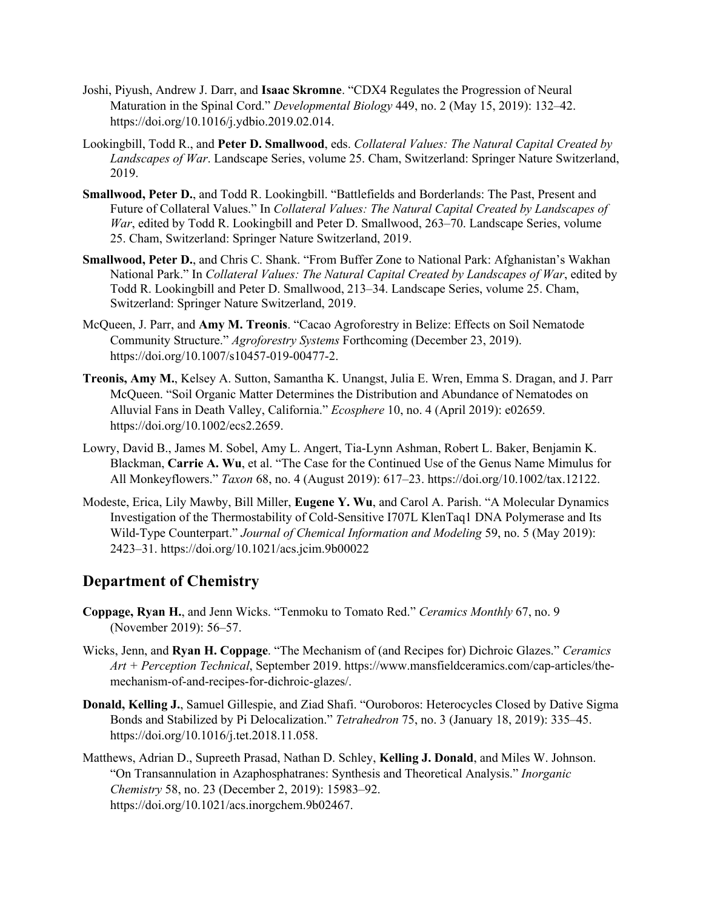Joshi, Piyush, Andrew J. Darr, and **Isaac Skromne**. “CDX4 Regulates the Progression of Neural Maturation in the Spinal Cord.” *Developmental Biology* 449, no. 2 (May 15, 2019): 132–42. https://doi.org/10.1016/j.ydbio.2019.02.014.

Lookingbill, Todd R., and **Peter D. Smallwood**, eds. *Collateral Values: The Natural Capital Created by Landscapes of War*. Landscape Series, volume 25. Cham, Switzerland: Springer Nature Switzerland, 2019.

**Smallwood, Peter D.**, and Todd R. Lookingbill. “Battlefields and Borderlands: The Past, Present and Future of Collateral Values.” In *Collateral Values: The Natural Capital Created by Landscapes of War*, edited by Todd R. Lookingbill and Peter D. Smallwood, 263–70. Landscape Series, volume 25. Cham, Switzerland: Springer Nature Switzerland, 2019.

**Smallwood, Peter D.**, and Chris C. Shank. “From Buffer Zone to National Park: Afghanistan’s Wakhan National Park.” In *Collateral Values: The Natural Capital Created by Landscapes of War*, edited by Todd R. Lookingbill and Peter D. Smallwood, 213–34. Landscape Series, volume 25. Cham, Switzerland: Springer Nature Switzerland, 2019.

McQueen, J. Parr, and **Amy M. Treonis**. “Cacao Agroforestry in Belize: Effects on Soil Nematode Community Structure.” *Agroforestry Systems* Forthcoming (December 23, 2019). https://doi.org/10.1007/s10457-019-00477-2.

**Treonis, Amy M.**, Kelsey A. Sutton, Samantha K. Unangst, Julia E. Wren, Emma S. Dragan, and J. Parr McQueen. “Soil Organic Matter Determines the Distribution and Abundance of Nematodes on Alluvial Fans in Death Valley, California.” *Ecosphere* 10, no. 4 (April 2019): e02659. https://doi.org/10.1002/ecs2.2659.

Lowry, David B., James M. Sobel, Amy L. Angert, Tia-Lynn Ashman, Robert L. Baker, Benjamin K. Blackman, **Carrie A. Wu**, et al. “The Case for the Continued Use of the Genus Name Mimulus for All Monkeyflowers.” *Taxon* 68, no. 4 (August 2019): 617–23. https://doi.org/10.1002/tax.12122.

Modeste, Erica, Lily Mawby, Bill Miller, **Eugene Y. Wu**, and Carol A. Parish. “A Molecular Dynamics Investigation of the Thermostability of Cold-Sensitive I707L KlenTaq1 DNA Polymerase and Its Wild-Type Counterpart.” *Journal of Chemical Information and Modeling* 59, no. 5 (May 2019): 2423–31. https://doi.org/10.1021/acs.jcim.9b00022

## Department of Chemistry

**Coppage, Ryan H.**, and Jenn Wicks. “Tenmoku to Tomato Red.” *Ceramics Monthly* 67, no. 9 (November 2019): 56–57.

Wicks, Jenn, and **Ryan H. Coppage**. “The Mechanism of (and Recipes for) Dichroic Glazes.” *Ceramics Art + Perception Technical*, September 2019. https://www.mansfieldceramics.com/cap-articles/the-mechanism-of-and-recipes-for-dichroic-glazes/.

**Donald, Kelling J.**, Samuel Gillespie, and Ziad Shafi. “Ouroboros: Heterocycles Closed by Dative Sigma Bonds and Stabilized by Pi Delocalization.” *Tetrahedron* 75, no. 3 (January 18, 2019): 335–45. https://doi.org/10.1016/j.tet.2018.11.058.

Matthews, Adrian D., Supreeth Prasad, Nathan D. Schley, **Kelling J. Donald**, and Miles W. Johnson. “On Transannulation in Azaphosphatranes: Synthesis and Theoretical Analysis.” *Inorganic Chemistry* 58, no. 23 (December 2, 2019): 15983–92. https://doi.org/10.1021/acs.inorgchem.9b02467.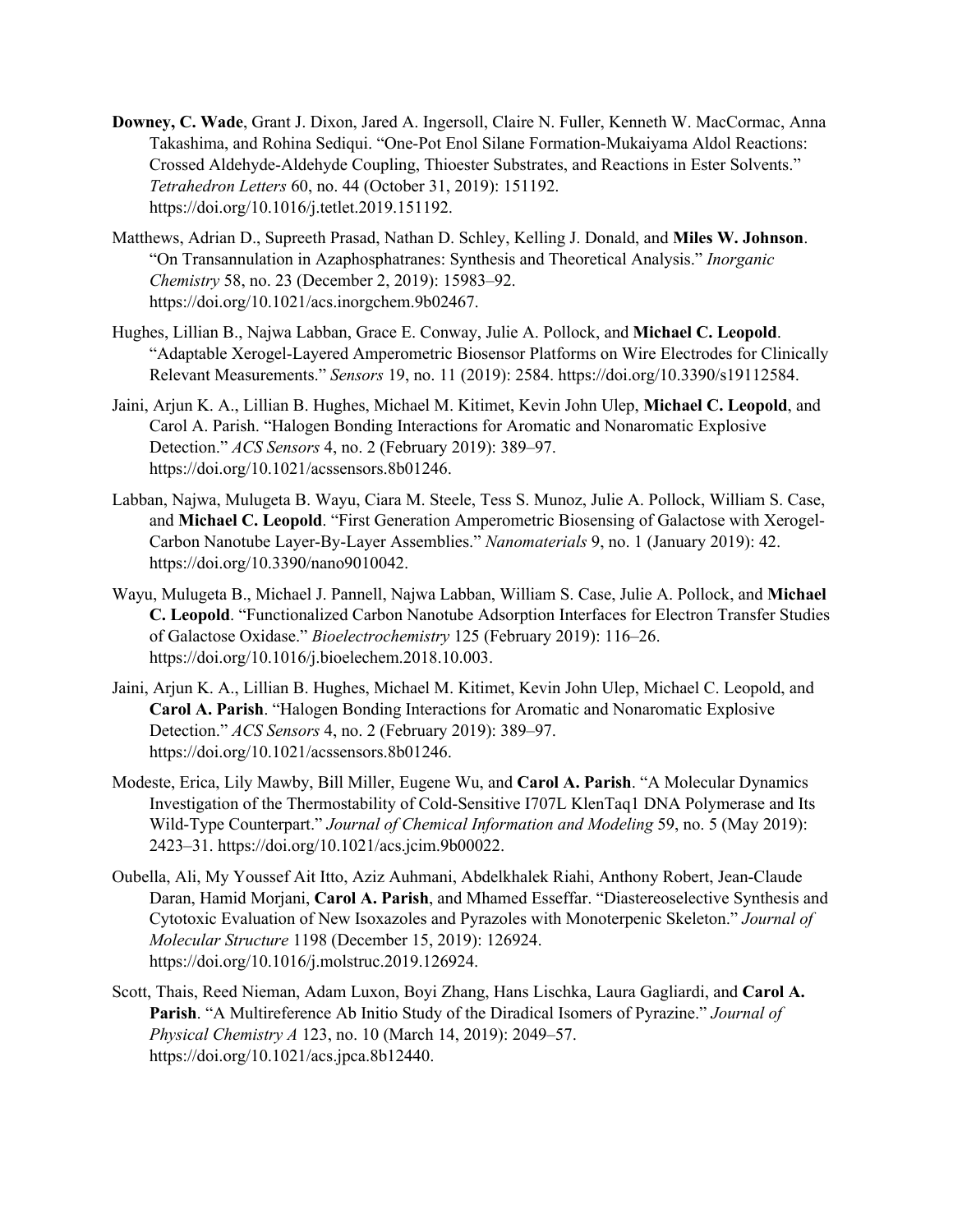**Downey, C. Wade**, Grant J. Dixon, Jared A. Ingersoll, Claire N. Fuller, Kenneth W. MacCormac, Anna Takashima, and Rohina Sediqui. "One-Pot Enol Silane Formation-Mukaiyama Aldol Reactions: Crossed Aldehyde-Aldehyde Coupling, Thioester Substrates, and Reactions in Ester Solvents." *Tetrahedron Letters* 60, no. 44 (October 31, 2019): 151192. https://doi.org/10.1016/j.tetlet.2019.151192.

Matthews, Adrian D., Supreeth Prasad, Nathan D. Schley, Kelling J. Donald, and **Miles W. Johnson**. "On Transannulation in Azaphosphatranes: Synthesis and Theoretical Analysis." *Inorganic Chemistry* 58, no. 23 (December 2, 2019): 15983–92. https://doi.org/10.1021/acs.inorgchem.9b02467.

Hughes, Lillian B., Najwa Labban, Grace E. Conway, Julie A. Pollock, and **Michael C. Leopold**. "Adaptable Xerogel-Layered Amperometric Biosensor Platforms on Wire Electrodes for Clinically Relevant Measurements." *Sensors* 19, no. 11 (2019): 2584. https://doi.org/10.3390/s19112584.

Jaini, Arjun K. A., Lillian B. Hughes, Michael M. Kitimet, Kevin John Ulep, **Michael C. Leopold**, and Carol A. Parish. "Halogen Bonding Interactions for Aromatic and Nonaromatic Explosive Detection." *ACS Sensors* 4, no. 2 (February 2019): 389–97. https://doi.org/10.1021/acssensors.8b01246.

Labban, Najwa, Mulugeta B. Wayu, Ciara M. Steele, Tess S. Munoz, Julie A. Pollock, William S. Case, and **Michael C. Leopold**. "First Generation Amperometric Biosensing of Galactose with Xerogel-Carbon Nanotube Layer-By-Layer Assemblies." *Nanomaterials* 9, no. 1 (January 2019): 42. https://doi.org/10.3390/nano9010042.

Wayu, Mulugeta B., Michael J. Pannell, Najwa Labban, William S. Case, Julie A. Pollock, and **Michael C. Leopold**. "Functionalized Carbon Nanotube Adsorption Interfaces for Electron Transfer Studies of Galactose Oxidase." *Bioelectrochemistry* 125 (February 2019): 116–26. https://doi.org/10.1016/j.bioelechem.2018.10.003.

Jaini, Arjun K. A., Lillian B. Hughes, Michael M. Kitimet, Kevin John Ulep, Michael C. Leopold, and **Carol A. Parish**. "Halogen Bonding Interactions for Aromatic and Nonaromatic Explosive Detection." *ACS Sensors* 4, no. 2 (February 2019): 389–97. https://doi.org/10.1021/acssensors.8b01246.

Modeste, Erica, Lily Mawby, Bill Miller, Eugene Wu, and **Carol A. Parish**. "A Molecular Dynamics Investigation of the Thermostability of Cold-Sensitive I707L KlenTaq1 DNA Polymerase and Its Wild-Type Counterpart." *Journal of Chemical Information and Modeling* 59, no. 5 (May 2019): 2423–31. https://doi.org/10.1021/acs.jcim.9b00022.

Oubella, Ali, My Youssef Ait Itto, Aziz Auhmani, Abdelkhalek Riahi, Anthony Robert, Jean-Claude Daran, Hamid Morjani, **Carol A. Parish**, and Mhamed Esseffar. "Diastereoselective Synthesis and Cytotoxic Evaluation of New Isoxazoles and Pyrazoles with Monoterpenic Skeleton." *Journal of Molecular Structure* 1198 (December 15, 2019): 126924. https://doi.org/10.1016/j.molstruc.2019.126924.

Scott, Thais, Reed Nieman, Adam Luxon, Boyi Zhang, Hans Lischka, Laura Gagliardi, and **Carol A. Parish**. "A Multireference Ab Initio Study of the Diradical Isomers of Pyrazine." *Journal of Physical Chemistry A* 123, no. 10 (March 14, 2019): 2049–57. https://doi.org/10.1021/acs.jpca.8b12440.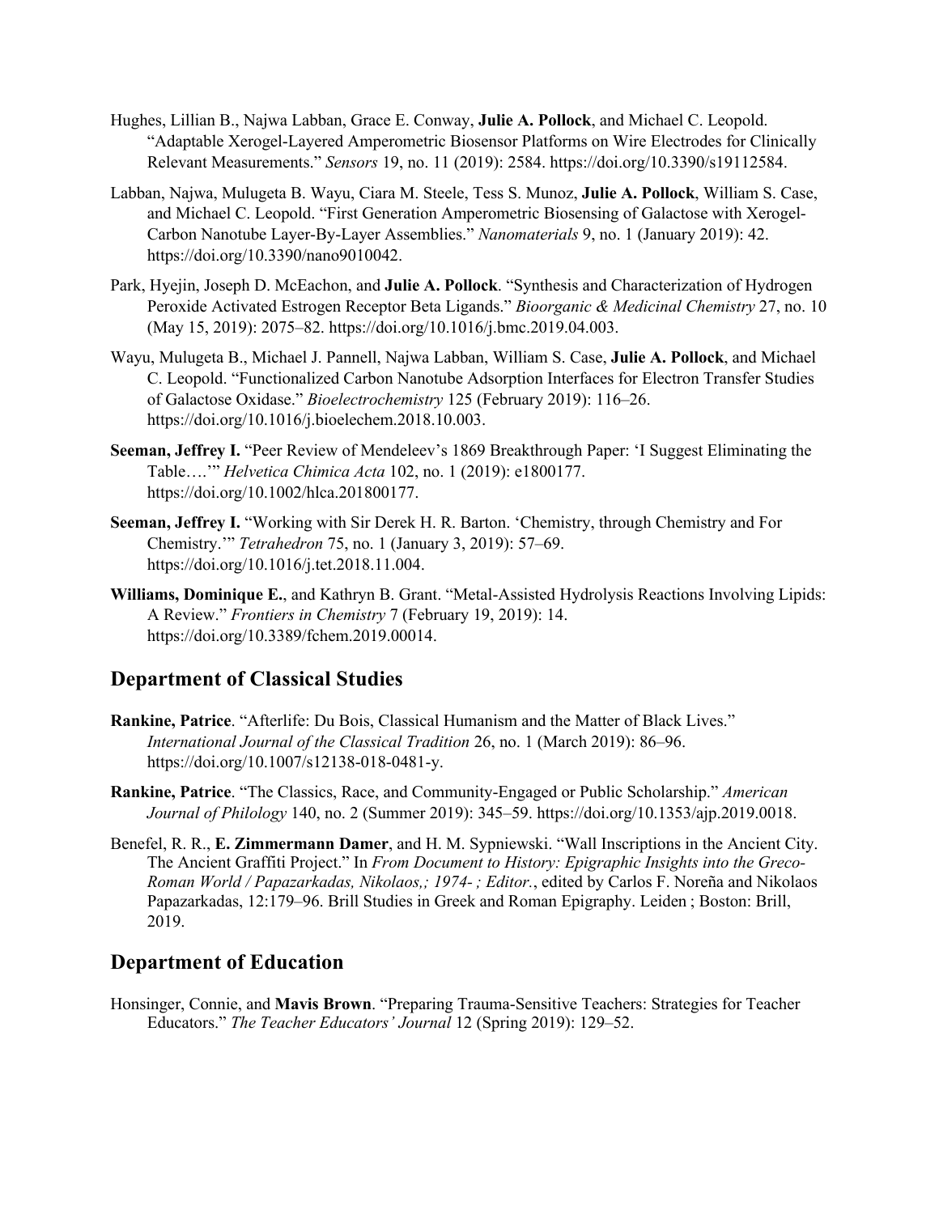Hughes, Lillian B., Najwa Labban, Grace E. Conway, **Julie A. Pollock**, and Michael C. Leopold. "Adaptable Xerogel-Layered Amperometric Biosensor Platforms on Wire Electrodes for Clinically Relevant Measurements." *Sensors* 19, no. 11 (2019): 2584. https://doi.org/10.3390/s19112584.

Labban, Najwa, Mulugeta B. Wayu, Ciara M. Steele, Tess S. Munoz, **Julie A. Pollock**, William S. Case, and Michael C. Leopold. "First Generation Amperometric Biosensing of Galactose with Xerogel-Carbon Nanotube Layer-By-Layer Assemblies." *Nanomaterials* 9, no. 1 (January 2019): 42. https://doi.org/10.3390/nano9010042.

Park, Hyejin, Joseph D. McEachon, and **Julie A. Pollock**. "Synthesis and Characterization of Hydrogen Peroxide Activated Estrogen Receptor Beta Ligands." *Bioorganic & Medicinal Chemistry* 27, no. 10 (May 15, 2019): 2075–82. https://doi.org/10.1016/j.bmc.2019.04.003.

Wayu, Mulugeta B., Michael J. Pannell, Najwa Labban, William S. Case, **Julie A. Pollock**, and Michael C. Leopold. "Functionalized Carbon Nanotube Adsorption Interfaces for Electron Transfer Studies of Galactose Oxidase." *Bioelectrochemistry* 125 (February 2019): 116–26. https://doi.org/10.1016/j.bioelechem.2018.10.003.

**Seeman, Jeffrey I.** "Peer Review of Mendeleev's 1869 Breakthrough Paper: 'I Suggest Eliminating the Table….'" *Helvetica Chimica Acta* 102, no. 1 (2019): e1800177. https://doi.org/10.1002/hlca.201800177.

**Seeman, Jeffrey I.** "Working with Sir Derek H. R. Barton. 'Chemistry, through Chemistry and For Chemistry.'" *Tetrahedron* 75, no. 1 (January 3, 2019): 57–69. https://doi.org/10.1016/j.tet.2018.11.004.

**Williams, Dominique E.**, and Kathryn B. Grant. "Metal-Assisted Hydrolysis Reactions Involving Lipids: A Review." *Frontiers in Chemistry* 7 (February 19, 2019): 14. https://doi.org/10.3389/fchem.2019.00014.

## Department of Classical Studies

**Rankine, Patrice**. "Afterlife: Du Bois, Classical Humanism and the Matter of Black Lives." *International Journal of the Classical Tradition* 26, no. 1 (March 2019): 86–96. https://doi.org/10.1007/s12138-018-0481-y.

**Rankine, Patrice**. "The Classics, Race, and Community-Engaged or Public Scholarship." *American Journal of Philology* 140, no. 2 (Summer 2019): 345–59. https://doi.org/10.1353/ajp.2019.0018.

Benefel, R. R., **E. Zimmermann Damer**, and H. M. Sypniewski. "Wall Inscriptions in the Ancient City. The Ancient Graffiti Project." In *From Document to History: Epigraphic Insights into the Greco-Roman World / Papazarkadas, Nikolaos,; 1974- ; Editor.*, edited by Carlos F. Noreña and Nikolaos Papazarkadas, 12:179–96. Brill Studies in Greek and Roman Epigraphy. Leiden ; Boston: Brill, 2019.

## Department of Education

Honsinger, Connie, and **Mavis Brown**. "Preparing Trauma-Sensitive Teachers: Strategies for Teacher Educators." *The Teacher Educators' Journal* 12 (Spring 2019): 129–52.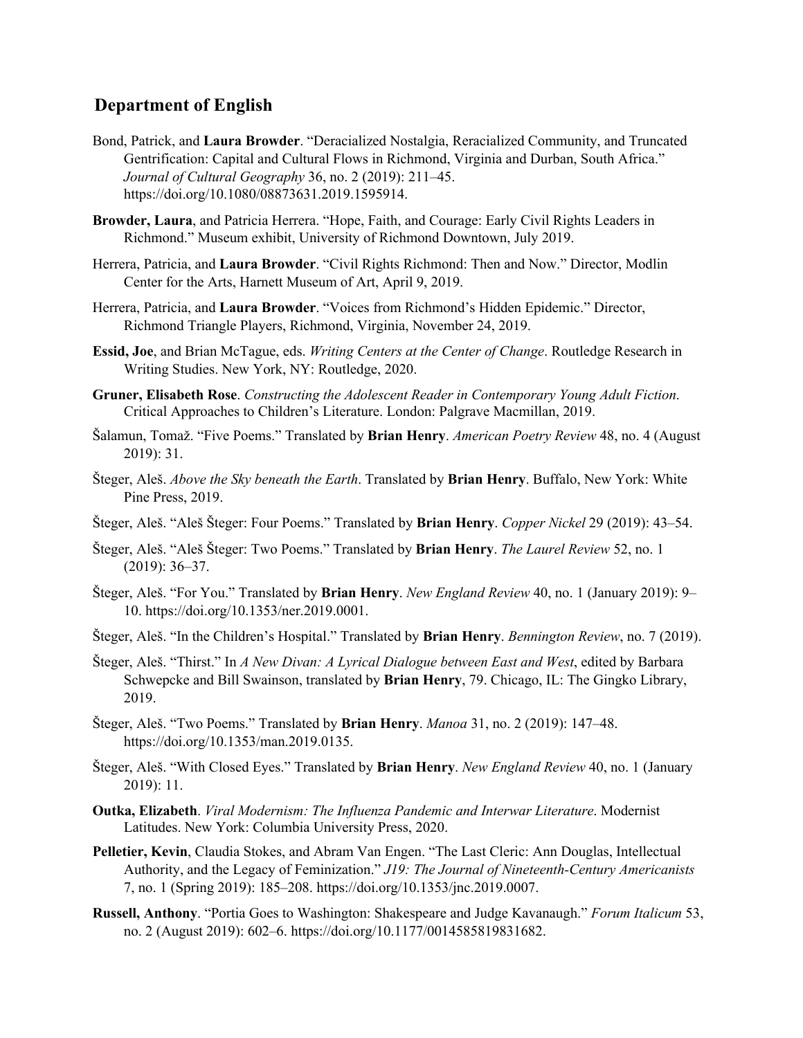## Department of English

Bond, Patrick, and **Laura Browder**. "Deracialized Nostalgia, Reracialized Community, and Truncated Gentrification: Capital and Cultural Flows in Richmond, Virginia and Durban, South Africa." *Journal of Cultural Geography* 36, no. 2 (2019): 211–45. https://doi.org/10.1080/08873631.2019.1595914.

**Browder, Laura**, and Patricia Herrera. "Hope, Faith, and Courage: Early Civil Rights Leaders in Richmond." Museum exhibit, University of Richmond Downtown, July 2019.

Herrera, Patricia, and **Laura Browder**. "Civil Rights Richmond: Then and Now." Director, Modlin Center for the Arts, Harnett Museum of Art, April 9, 2019.

Herrera, Patricia, and **Laura Browder**. "Voices from Richmond's Hidden Epidemic." Director, Richmond Triangle Players, Richmond, Virginia, November 24, 2019.

**Essid, Joe**, and Brian McTague, eds. *Writing Centers at the Center of Change*. Routledge Research in Writing Studies. New York, NY: Routledge, 2020.

**Gruner, Elisabeth Rose**. *Constructing the Adolescent Reader in Contemporary Young Adult Fiction*. Critical Approaches to Children's Literature. London: Palgrave Macmillan, 2019.

Šalamun, Tomaž. "Five Poems." Translated by **Brian Henry**. *American Poetry Review* 48, no. 4 (August 2019): 31.

Šteger, Aleš. *Above the Sky beneath the Earth*. Translated by **Brian Henry**. Buffalo, New York: White Pine Press, 2019.

Šteger, Aleš. "Aleš Šteger: Four Poems." Translated by **Brian Henry**. *Copper Nickel* 29 (2019): 43–54.

Šteger, Aleš. "Aleš Šteger: Two Poems." Translated by **Brian Henry**. *The Laurel Review* 52, no. 1 (2019): 36–37.

Šteger, Aleš. "For You." Translated by **Brian Henry**. *New England Review* 40, no. 1 (January 2019): 9–10. https://doi.org/10.1353/ner.2019.0001.

Šteger, Aleš. "In the Children's Hospital." Translated by **Brian Henry**. *Bennington Review*, no. 7 (2019).

Šteger, Aleš. "Thirst." In *A New Divan: A Lyrical Dialogue between East and West*, edited by Barbara Schwepcke and Bill Swainson, translated by **Brian Henry**, 79. Chicago, IL: The Gingko Library, 2019.

Šteger, Aleš. "Two Poems." Translated by **Brian Henry**. *Manoa* 31, no. 2 (2019): 147–48. https://doi.org/10.1353/man.2019.0135.

Šteger, Aleš. "With Closed Eyes." Translated by **Brian Henry**. *New England Review* 40, no. 1 (January 2019): 11.

**Outka, Elizabeth**. *Viral Modernism: The Influenza Pandemic and Interwar Literature*. Modernist Latitudes. New York: Columbia University Press, 2020.

**Pelletier, Kevin**, Claudia Stokes, and Abram Van Engen. "The Last Cleric: Ann Douglas, Intellectual Authority, and the Legacy of Feminization." *J19: The Journal of Nineteenth-Century Americanists* 7, no. 1 (Spring 2019): 185–208. https://doi.org/10.1353/jnc.2019.0007.

**Russell, Anthony**. "Portia Goes to Washington: Shakespeare and Judge Kavanaugh." *Forum Italicum* 53, no. 2 (August 2019): 602–6. https://doi.org/10.1177/0014585819831682.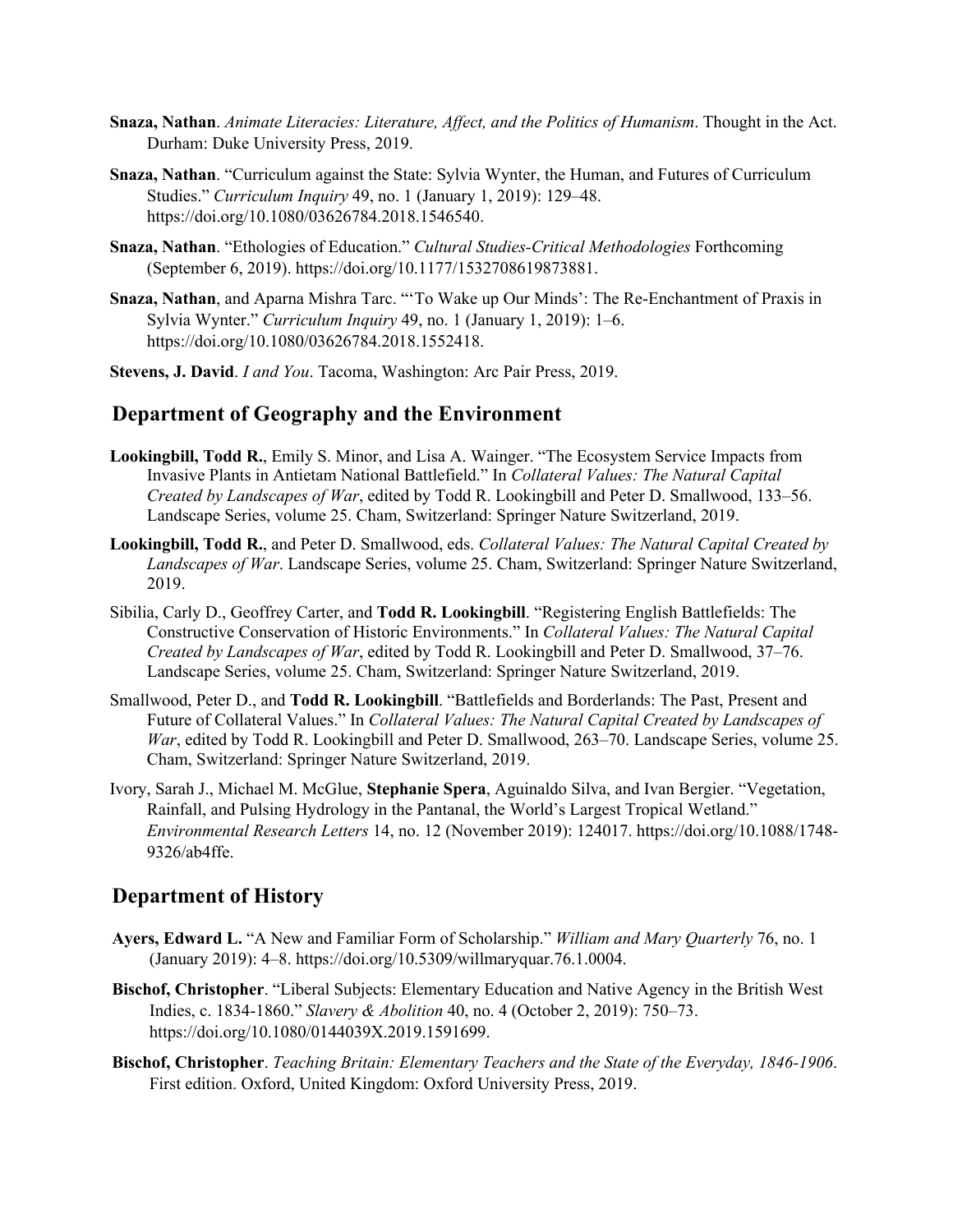**Snaza, Nathan**. *Animate Literacies: Literature, Affect, and the Politics of Humanism*. Thought in the Act. Durham: Duke University Press, 2019.

**Snaza, Nathan**. "Curriculum against the State: Sylvia Wynter, the Human, and Futures of Curriculum Studies." *Curriculum Inquiry* 49, no. 1 (January 1, 2019): 129–48. https://doi.org/10.1080/03626784.2018.1546540.

**Snaza, Nathan**. "Ethologies of Education." *Cultural Studies-Critical Methodologies* Forthcoming (September 6, 2019). https://doi.org/10.1177/1532708619873881.

**Snaza, Nathan**, and Aparna Mishra Tarc. "'To Wake up Our Minds': The Re-Enchantment of Praxis in Sylvia Wynter." *Curriculum Inquiry* 49, no. 1 (January 1, 2019): 1–6. https://doi.org/10.1080/03626784.2018.1552418.

**Stevens, J. David**. *I and You*. Tacoma, Washington: Arc Pair Press, 2019.

## Department of Geography and the Environment

**Lookingbill, Todd R.**, Emily S. Minor, and Lisa A. Wainger. "The Ecosystem Service Impacts from Invasive Plants in Antietam National Battlefield." In *Collateral Values: The Natural Capital Created by Landscapes of War*, edited by Todd R. Lookingbill and Peter D. Smallwood, 133–56. Landscape Series, volume 25. Cham, Switzerland: Springer Nature Switzerland, 2019.

**Lookingbill, Todd R.**, and Peter D. Smallwood, eds. *Collateral Values: The Natural Capital Created by Landscapes of War*. Landscape Series, volume 25. Cham, Switzerland: Springer Nature Switzerland, 2019.

Sibilia, Carly D., Geoffrey Carter, and **Todd R. Lookingbill**. "Registering English Battlefields: The Constructive Conservation of Historic Environments." In *Collateral Values: The Natural Capital Created by Landscapes of War*, edited by Todd R. Lookingbill and Peter D. Smallwood, 37–76. Landscape Series, volume 25. Cham, Switzerland: Springer Nature Switzerland, 2019.

Smallwood, Peter D., and **Todd R. Lookingbill**. "Battlefields and Borderlands: The Past, Present and Future of Collateral Values." In *Collateral Values: The Natural Capital Created by Landscapes of War*, edited by Todd R. Lookingbill and Peter D. Smallwood, 263–70. Landscape Series, volume 25. Cham, Switzerland: Springer Nature Switzerland, 2019.

Ivory, Sarah J., Michael M. McGlue, **Stephanie Spera**, Aguinaldo Silva, and Ivan Bergier. "Vegetation, Rainfall, and Pulsing Hydrology in the Pantanal, the World's Largest Tropical Wetland." *Environmental Research Letters* 14, no. 12 (November 2019): 124017. https://doi.org/10.1088/1748-9326/ab4ffe.

## Department of History

**Ayers, Edward L.** "A New and Familiar Form of Scholarship." *William and Mary Quarterly* 76, no. 1 (January 2019): 4–8. https://doi.org/10.5309/willmaryquar.76.1.0004.

**Bischof, Christopher**. "Liberal Subjects: Elementary Education and Native Agency in the British West Indies, c. 1834-1860." *Slavery & Abolition* 40, no. 4 (October 2, 2019): 750–73. https://doi.org/10.1080/0144039X.2019.1591699.

**Bischof, Christopher**. *Teaching Britain: Elementary Teachers and the State of the Everyday, 1846-1906*. First edition. Oxford, United Kingdom: Oxford University Press, 2019.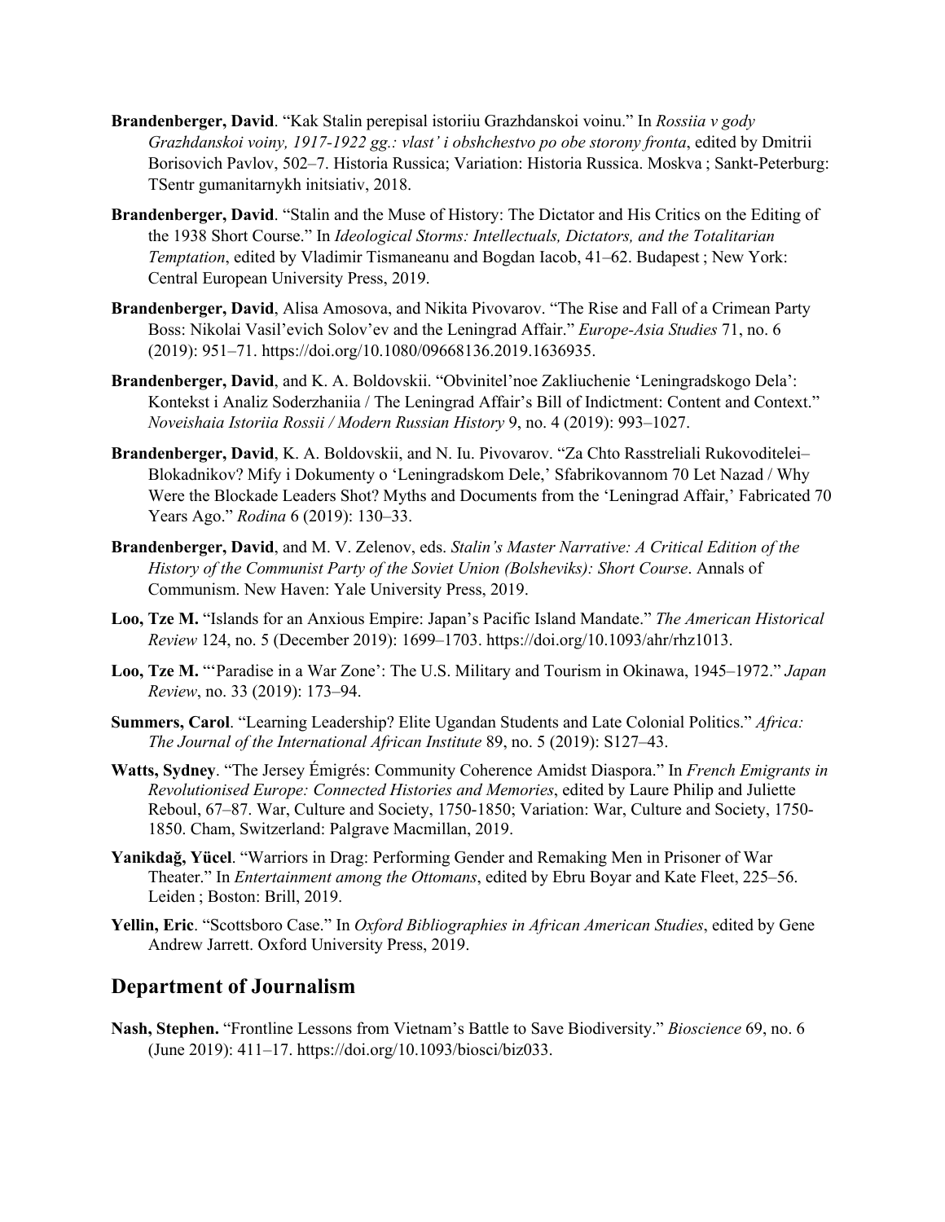**Brandenberger, David**. "Kak Stalin perepisal istoriiu Grazhdanskoi voinu." In *Rossiia v gody Grazhdanskoi voiny, 1917-1922 gg.: vlast' i obshchestvo po obe storony fronta*, edited by Dmitrii Borisovich Pavlov, 502–7. Historia Russica; Variation: Historia Russica. Moskva ; Sankt-Peterburg: TSentr gumanitarnykh initsiativ, 2018.

**Brandenberger, David**. "Stalin and the Muse of History: The Dictator and His Critics on the Editing of the 1938 Short Course." In *Ideological Storms: Intellectuals, Dictators, and the Totalitarian Temptation*, edited by Vladimir Tismaneanu and Bogdan Iacob, 41–62. Budapest ; New York: Central European University Press, 2019.

**Brandenberger, David**, Alisa Amosova, and Nikita Pivovarov. "The Rise and Fall of a Crimean Party Boss: Nikolai Vasil'evich Solov'ev and the Leningrad Affair." *Europe-Asia Studies* 71, no. 6 (2019): 951–71. https://doi.org/10.1080/09668136.2019.1636935.

**Brandenberger, David**, and K. A. Boldovskii. "Obvinitel'noe Zakliuchenie 'Leningradskogo Dela': Kontekst i Analiz Soderzhaniia / The Leningrad Affair's Bill of Indictment: Content and Context." *Noveishaia Istoriia Rossii / Modern Russian History* 9, no. 4 (2019): 993–1027.

**Brandenberger, David**, K. A. Boldovskii, and N. Iu. Pivovarov. "Za Chto Rasstreliali Rukovoditelei–Blokadnikov? Mify i Dokumenty o 'Leningradskom Dele,' Sfabrikovannom 70 Let Nazad / Why Were the Blockade Leaders Shot? Myths and Documents from the 'Leningrad Affair,' Fabricated 70 Years Ago." *Rodina* 6 (2019): 130–33.

**Brandenberger, David**, and M. V. Zelenov, eds. *Stalin's Master Narrative: A Critical Edition of the History of the Communist Party of the Soviet Union (Bolsheviks): Short Course*. Annals of Communism. New Haven: Yale University Press, 2019.

**Loo, Tze M.** "Islands for an Anxious Empire: Japan's Pacific Island Mandate." *The American Historical Review* 124, no. 5 (December 2019): 1699–1703. https://doi.org/10.1093/ahr/rhz1013.

**Loo, Tze M.** "'Paradise in a War Zone': The U.S. Military and Tourism in Okinawa, 1945–1972." *Japan Review*, no. 33 (2019): 173–94.

**Summers, Carol**. "Learning Leadership? Elite Ugandan Students and Late Colonial Politics." *Africa: The Journal of the International African Institute* 89, no. 5 (2019): S127–43.

**Watts, Sydney**. "The Jersey Émigrés: Community Coherence Amidst Diaspora." In *French Emigrants in Revolutionised Europe: Connected Histories and Memories*, edited by Laure Philip and Juliette Reboul, 67–87. War, Culture and Society, 1750-1850; Variation: War, Culture and Society, 1750-1850. Cham, Switzerland: Palgrave Macmillan, 2019.

**Yanikdağ, Yücel**. "Warriors in Drag: Performing Gender and Remaking Men in Prisoner of War Theater." In *Entertainment among the Ottomans*, edited by Ebru Boyar and Kate Fleet, 225–56. Leiden ; Boston: Brill, 2019.

**Yellin, Eric**. "Scottsboro Case." In *Oxford Bibliographies in African American Studies*, edited by Gene Andrew Jarrett. Oxford University Press, 2019.

## Department of Journalism

**Nash, Stephen.** "Frontline Lessons from Vietnam's Battle to Save Biodiversity." *Bioscience* 69, no. 6 (June 2019): 411–17. https://doi.org/10.1093/biosci/biz033.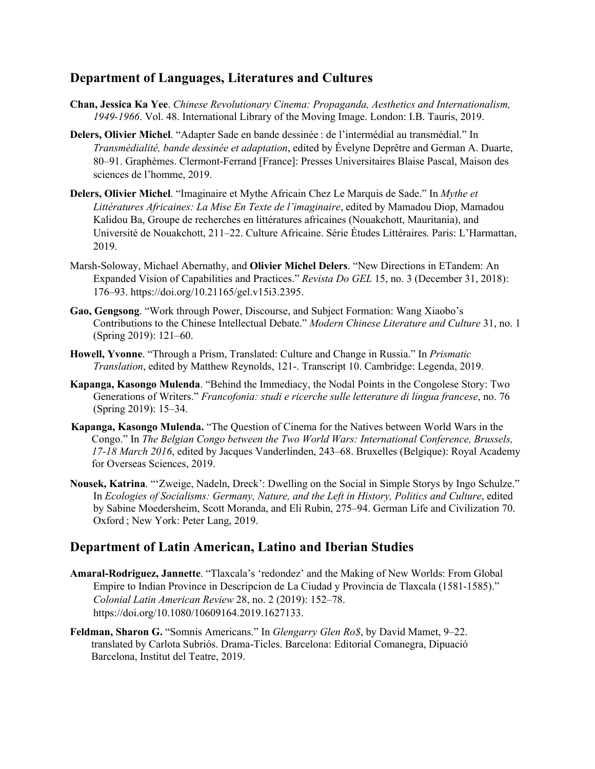## Department of Languages, Literatures and Cultures

**Chan, Jessica Ka Yee**. *Chinese Revolutionary Cinema: Propaganda, Aesthetics and Internationalism, 1949-1966*. Vol. 48. International Library of the Moving Image. London: I.B. Tauris, 2019.

**Delers, Olivier Michel**. "Adapter Sade en bande dessinée : de l'intermédial au transmédial." In *Transmédialité, bande dessinée et adaptation*, edited by Évelyne Deprêtre and German A. Duarte, 80–91. Graphèmes. Clermont-Ferrand [France]: Presses Universitaires Blaise Pascal, Maison des sciences de l'homme, 2019.

**Delers, Olivier Michel**. "Imaginaire et Mythe Africain Chez Le Marquis de Sade." In *Mythe et Littératures Africaines: La Mise En Texte de l'imaginaire*, edited by Mamadou Diop, Mamadou Kalidou Ba, Groupe de recherches en littératures africaines (Nouakchott, Mauritania), and Université de Nouakchott, 211–22. Culture Africaine. Série Études Littéraires. Paris: L'Harmattan, 2019.

Marsh-Soloway, Michael Abernathy, and **Olivier Michel Delers**. "New Directions in ETandem: An Expanded Vision of Capabilities and Practices." *Revista Do GEL* 15, no. 3 (December 31, 2018): 176–93. https://doi.org/10.21165/gel.v15i3.2395.

**Gao, Gengsong**. "Work through Power, Discourse, and Subject Formation: Wang Xiaobo's Contributions to the Chinese Intellectual Debate." *Modern Chinese Literature and Culture* 31, no. 1 (Spring 2019): 121–60.

**Howell, Yvonne**. "Through a Prism, Translated: Culture and Change in Russia." In *Prismatic Translation*, edited by Matthew Reynolds, 121-. Transcript 10. Cambridge: Legenda, 2019.

**Kapanga, Kasongo Mulenda**. "Behind the Immediacy, the Nodal Points in the Congolese Story: Two Generations of Writers." *Francofonia: studi e ricerche sulle letterature di lingua francese*, no. 76 (Spring 2019): 15–34.

**Kapanga, Kasongo Mulenda.** "The Question of Cinema for the Natives between World Wars in the Congo." In *The Belgian Congo between the Two World Wars: International Conference, Brussels, 17-18 March 2016*, edited by Jacques Vanderlinden, 243–68. Bruxelles (Belgique): Royal Academy for Overseas Sciences, 2019.

**Nousek, Katrina**. "'Zweige, Nadeln, Dreck': Dwelling on the Social in Simple Storys by Ingo Schulze." In *Ecologies of Socialisms: Germany, Nature, and the Left in History, Politics and Culture*, edited by Sabine Moedersheim, Scott Moranda, and Eli Rubin, 275–94. German Life and Civilization 70. Oxford ; New York: Peter Lang, 2019.

## Department of Latin American, Latino and Iberian Studies

**Amaral-Rodriguez, Jannette**. "Tlaxcala's 'redondez' and the Making of New Worlds: From Global Empire to Indian Province in Descripcion de La Ciudad y Provincia de Tlaxcala (1581-1585)." *Colonial Latin American Review* 28, no. 2 (2019): 152–78. https://doi.org/10.1080/10609164.2019.1627133.

**Feldman, Sharon G.** "Somnis Americans." In *Glengarry Glen Ro$*, by David Mamet, 9–22. translated by Carlota Subriós. Drama-Ticles. Barcelona: Editorial Comanegra, Dipuació Barcelona, Institut del Teatre, 2019.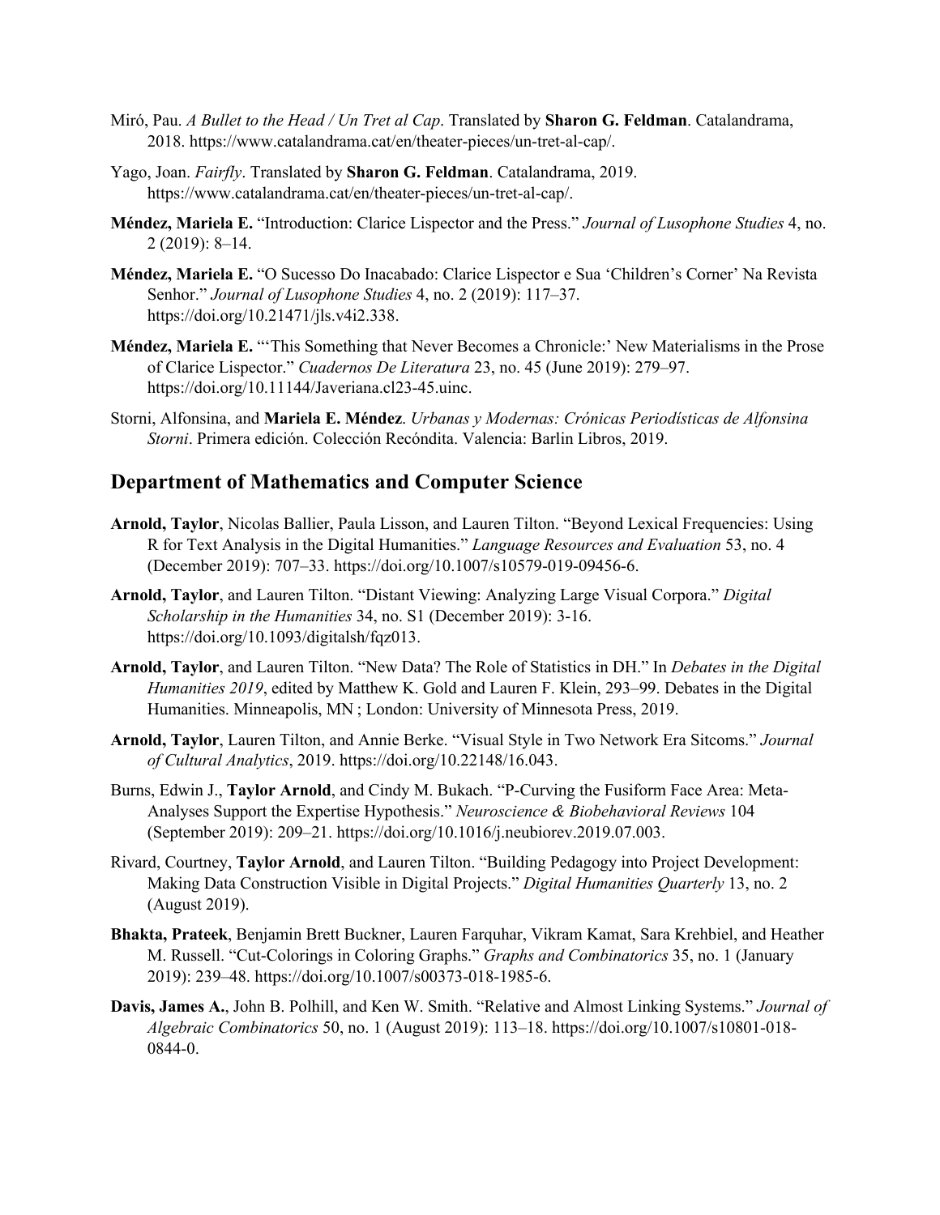Miró, Pau. *A Bullet to the Head / Un Tret al Cap*. Translated by **Sharon G. Feldman**. Catalandrama, 2018. https://www.catalandrama.cat/en/theater-pieces/un-tret-al-cap/.

Yago, Joan. *Fairfly*. Translated by **Sharon G. Feldman**. Catalandrama, 2019. https://www.catalandrama.cat/en/theater-pieces/un-tret-al-cap/.

**Méndez, Mariela E.** "Introduction: Clarice Lispector and the Press." *Journal of Lusophone Studies* 4, no. 2 (2019): 8–14.

**Méndez, Mariela E.** "O Sucesso Do Inacabado: Clarice Lispector e Sua 'Children's Corner' Na Revista Senhor." *Journal of Lusophone Studies* 4, no. 2 (2019): 117–37. https://doi.org/10.21471/jls.v4i2.338.

**Méndez, Mariela E.** "'This Something that Never Becomes a Chronicle:' New Materialisms in the Prose of Clarice Lispector." *Cuadernos De Literatura* 23, no. 45 (June 2019): 279–97. https://doi.org/10.11144/Javeriana.cl23-45.uinc.

Storni, Alfonsina, and **Mariela E. Méndez**. *Urbanas y Modernas: Crónicas Periodísticas de Alfonsina Storni*. Primera edición. Colección Recóndita. Valencia: Barlin Libros, 2019.

## Department of Mathematics and Computer Science

**Arnold, Taylor**, Nicolas Ballier, Paula Lisson, and Lauren Tilton. "Beyond Lexical Frequencies: Using R for Text Analysis in the Digital Humanities." *Language Resources and Evaluation* 53, no. 4 (December 2019): 707–33. https://doi.org/10.1007/s10579-019-09456-6.

**Arnold, Taylor**, and Lauren Tilton. "Distant Viewing: Analyzing Large Visual Corpora." *Digital Scholarship in the Humanities* 34, no. S1 (December 2019): 3-16. https://doi.org/10.1093/digitalsh/fqz013.

**Arnold, Taylor**, and Lauren Tilton. "New Data? The Role of Statistics in DH." In *Debates in the Digital Humanities 2019*, edited by Matthew K. Gold and Lauren F. Klein, 293–99. Debates in the Digital Humanities. Minneapolis, MN ; London: University of Minnesota Press, 2019.

**Arnold, Taylor**, Lauren Tilton, and Annie Berke. "Visual Style in Two Network Era Sitcoms." *Journal of Cultural Analytics*, 2019. https://doi.org/10.22148/16.043.

Burns, Edwin J., **Taylor Arnold**, and Cindy M. Bukach. "P-Curving the Fusiform Face Area: Meta-Analyses Support the Expertise Hypothesis." *Neuroscience & Biobehavioral Reviews* 104 (September 2019): 209–21. https://doi.org/10.1016/j.neubiorev.2019.07.003.

Rivard, Courtney, **Taylor Arnold**, and Lauren Tilton. "Building Pedagogy into Project Development: Making Data Construction Visible in Digital Projects." *Digital Humanities Quarterly* 13, no. 2 (August 2019).

**Bhakta, Prateek**, Benjamin Brett Buckner, Lauren Farquhar, Vikram Kamat, Sara Krehbiel, and Heather M. Russell. "Cut-Colorings in Coloring Graphs." *Graphs and Combinatorics* 35, no. 1 (January 2019): 239–48. https://doi.org/10.1007/s00373-018-1985-6.

**Davis, James A.**, John B. Polhill, and Ken W. Smith. "Relative and Almost Linking Systems." *Journal of Algebraic Combinatorics* 50, no. 1 (August 2019): 113–18. https://doi.org/10.1007/s10801-018-0844-0.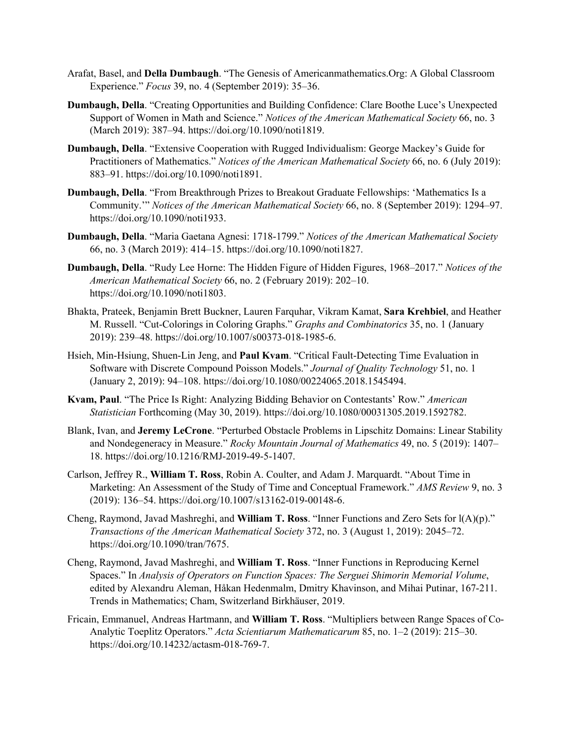Arafat, Basel, and **Della Dumbaugh**. "The Genesis of Americanmathematics.Org: A Global Classroom Experience." *Focus* 39, no. 4 (September 2019): 35–36.

**Dumbaugh, Della**. "Creating Opportunities and Building Confidence: Clare Boothe Luce's Unexpected Support of Women in Math and Science." *Notices of the American Mathematical Society* 66, no. 3 (March 2019): 387–94. https://doi.org/10.1090/noti1819.

**Dumbaugh, Della**. "Extensive Cooperation with Rugged Individualism: George Mackey's Guide for Practitioners of Mathematics." *Notices of the American Mathematical Society* 66, no. 6 (July 2019): 883–91. https://doi.org/10.1090/noti1891.

**Dumbaugh, Della**. "From Breakthrough Prizes to Breakout Graduate Fellowships: 'Mathematics Is a Community.'" *Notices of the American Mathematical Society* 66, no. 8 (September 2019): 1294–97. https://doi.org/10.1090/noti1933.

**Dumbaugh, Della**. "Maria Gaetana Agnesi: 1718-1799." *Notices of the American Mathematical Society* 66, no. 3 (March 2019): 414–15. https://doi.org/10.1090/noti1827.

**Dumbaugh, Della**. "Rudy Lee Horne: The Hidden Figure of Hidden Figures, 1968–2017." *Notices of the American Mathematical Society* 66, no. 2 (February 2019): 202–10. https://doi.org/10.1090/noti1803.

Bhakta, Prateek, Benjamin Brett Buckner, Lauren Farquhar, Vikram Kamat, **Sara Krehbiel**, and Heather M. Russell. "Cut-Colorings in Coloring Graphs." *Graphs and Combinatorics* 35, no. 1 (January 2019): 239–48. https://doi.org/10.1007/s00373-018-1985-6.

Hsieh, Min-Hsiung, Shuen-Lin Jeng, and **Paul Kvam**. "Critical Fault-Detecting Time Evaluation in Software with Discrete Compound Poisson Models." *Journal of Quality Technology* 51, no. 1 (January 2, 2019): 94–108. https://doi.org/10.1080/00224065.2018.1545494.

**Kvam, Paul**. "The Price Is Right: Analyzing Bidding Behavior on Contestants' Row." *American Statistician* Forthcoming (May 30, 2019). https://doi.org/10.1080/00031305.2019.1592782.

Blank, Ivan, and **Jeremy LeCrone**. "Perturbed Obstacle Problems in Lipschitz Domains: Linear Stability and Nondegeneracy in Measure." *Rocky Mountain Journal of Mathematics* 49, no. 5 (2019): 1407–18. https://doi.org/10.1216/RMJ-2019-49-5-1407.

Carlson, Jeffrey R., **William T. Ross**, Robin A. Coulter, and Adam J. Marquardt. "About Time in Marketing: An Assessment of the Study of Time and Conceptual Framework." *AMS Review* 9, no. 3 (2019): 136–54. https://doi.org/10.1007/s13162-019-00148-6.

Cheng, Raymond, Javad Mashreghi, and **William T. Ross**. "Inner Functions and Zero Sets for l(A)(p)." *Transactions of the American Mathematical Society* 372, no. 3 (August 1, 2019): 2045–72. https://doi.org/10.1090/tran/7675.

Cheng, Raymond, Javad Mashreghi, and **William T. Ross**. "Inner Functions in Reproducing Kernel Spaces." In *Analysis of Operators on Function Spaces: The Serguei Shimorin Memorial Volume*, edited by Alexandru Aleman, Håkan Hedenmalm, Dmitry Khavinson, and Mihai Putinar, 167-211. Trends in Mathematics; Cham, Switzerland Birkhäuser, 2019.

Fricain, Emmanuel, Andreas Hartmann, and **William T. Ross**. "Multipliers between Range Spaces of Co-Analytic Toeplitz Operators." *Acta Scientiarum Mathematicarum* 85, no. 1–2 (2019): 215–30. https://doi.org/10.14232/actasm-018-769-7.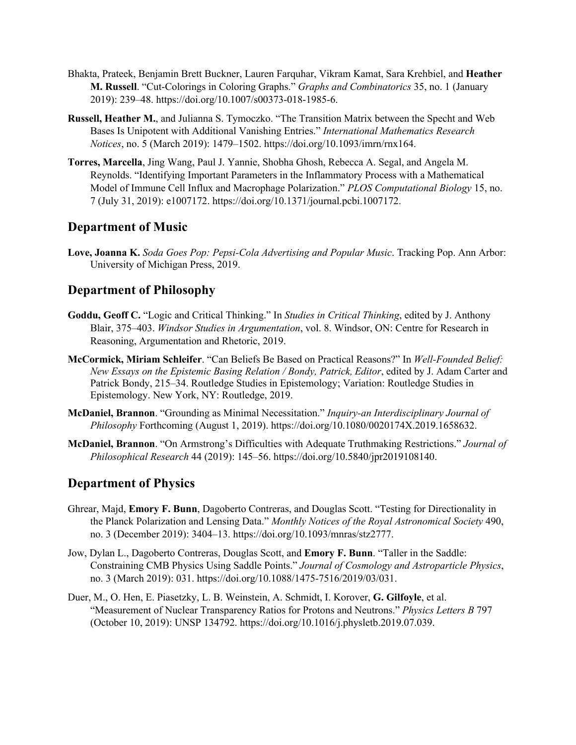Bhakta, Prateek, Benjamin Brett Buckner, Lauren Farquhar, Vikram Kamat, Sara Krehbiel, and **Heather M. Russell**. "Cut-Colorings in Coloring Graphs." *Graphs and Combinatorics* 35, no. 1 (January 2019): 239–48. https://doi.org/10.1007/s00373-018-1985-6.

**Russell, Heather M.**, and Julianna S. Tymoczko. "The Transition Matrix between the Specht and Web Bases Is Unipotent with Additional Vanishing Entries." *International Mathematics Research Notices*, no. 5 (March 2019): 1479–1502. https://doi.org/10.1093/imrn/rnx164.

**Torres, Marcella**, Jing Wang, Paul J. Yannie, Shobha Ghosh, Rebecca A. Segal, and Angela M. Reynolds. "Identifying Important Parameters in the Inflammatory Process with a Mathematical Model of Immune Cell Influx and Macrophage Polarization." *PLOS Computational Biology* 15, no. 7 (July 31, 2019): e1007172. https://doi.org/10.1371/journal.pcbi.1007172.

## Department of Music

**Love, Joanna K.** *Soda Goes Pop: Pepsi-Cola Advertising and Popular Music*. Tracking Pop. Ann Arbor: University of Michigan Press, 2019.

## Department of Philosophy

**Goddu, Geoff C.** "Logic and Critical Thinking." In *Studies in Critical Thinking*, edited by J. Anthony Blair, 375–403. *Windsor Studies in Argumentation*, vol. 8. Windsor, ON: Centre for Research in Reasoning, Argumentation and Rhetoric, 2019.

**McCormick, Miriam Schleifer**. "Can Beliefs Be Based on Practical Reasons?" In *Well-Founded Belief: New Essays on the Epistemic Basing Relation / Bondy, Patrick, Editor*, edited by J. Adam Carter and Patrick Bondy, 215–34. Routledge Studies in Epistemology; Variation: Routledge Studies in Epistemology. New York, NY: Routledge, 2019.

**McDaniel, Brannon**. "Grounding as Minimal Necessitation." *Inquiry-an Interdisciplinary Journal of Philosophy* Forthcoming (August 1, 2019). https://doi.org/10.1080/0020174X.2019.1658632.

**McDaniel, Brannon**. "On Armstrong's Difficulties with Adequate Truthmaking Restrictions." *Journal of Philosophical Research* 44 (2019): 145–56. https://doi.org/10.5840/jpr2019108140.

## Department of Physics

Ghrear, Majd, **Emory F. Bunn**, Dagoberto Contreras, and Douglas Scott. "Testing for Directionality in the Planck Polarization and Lensing Data." *Monthly Notices of the Royal Astronomical Society* 490, no. 3 (December 2019): 3404–13. https://doi.org/10.1093/mnras/stz2777.

Jow, Dylan L., Dagoberto Contreras, Douglas Scott, and **Emory F. Bunn**. "Taller in the Saddle: Constraining CMB Physics Using Saddle Points." *Journal of Cosmology and Astroparticle Physics*, no. 3 (March 2019): 031. https://doi.org/10.1088/1475-7516/2019/03/031.

Duer, M., O. Hen, E. Piasetzky, L. B. Weinstein, A. Schmidt, I. Korover, **G. Gilfoyle**, et al. "Measurement of Nuclear Transparency Ratios for Protons and Neutrons." *Physics Letters B* 797 (October 10, 2019): UNSP 134792. https://doi.org/10.1016/j.physletb.2019.07.039.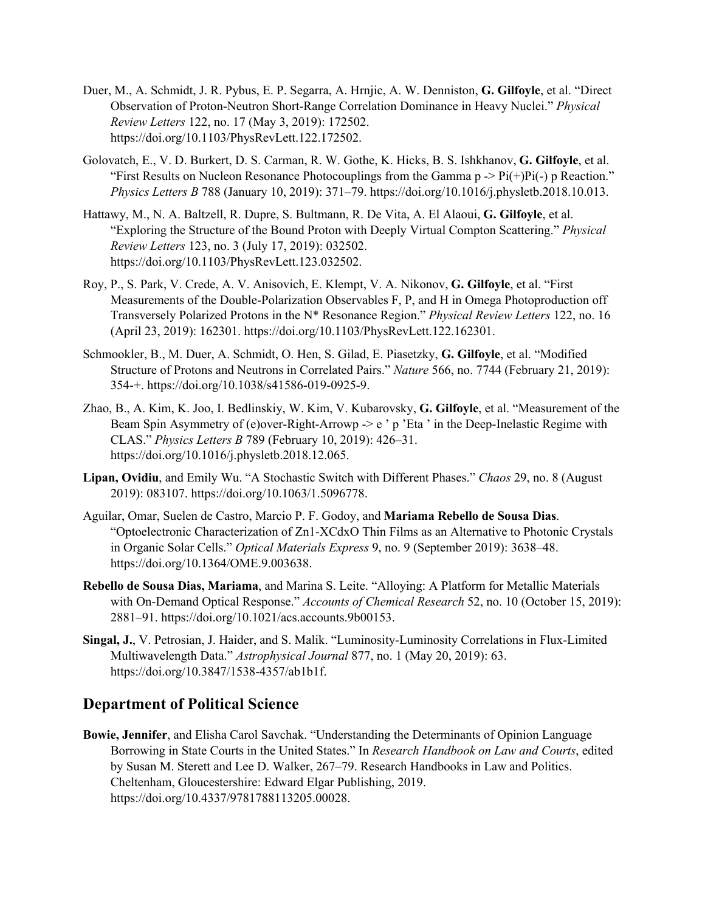Duer, M., A. Schmidt, J. R. Pybus, E. P. Segarra, A. Hrnjic, A. W. Denniston, **G. Gilfoyle**, et al. "Direct Observation of Proton-Neutron Short-Range Correlation Dominance in Heavy Nuclei." *Physical Review Letters* 122, no. 17 (May 3, 2019): 172502. https://doi.org/10.1103/PhysRevLett.122.172502.

Golovatch, E., V. D. Burkert, D. S. Carman, R. W. Gothe, K. Hicks, B. S. Ishkhanov, **G. Gilfoyle**, et al. "First Results on Nucleon Resonance Photocouplings from the Gamma p -> Pi(+)Pi(-) p Reaction." *Physics Letters B* 788 (January 10, 2019): 371–79. https://doi.org/10.1016/j.physletb.2018.10.013.

Hattawy, M., N. A. Baltzell, R. Dupre, S. Bultmann, R. De Vita, A. El Alaoui, **G. Gilfoyle**, et al. "Exploring the Structure of the Bound Proton with Deeply Virtual Compton Scattering." *Physical Review Letters* 123, no. 3 (July 17, 2019): 032502. https://doi.org/10.1103/PhysRevLett.123.032502.

Roy, P., S. Park, V. Crede, A. V. Anisovich, E. Klempt, V. A. Nikonov, **G. Gilfoyle**, et al. "First Measurements of the Double-Polarization Observables F, P, and H in Omega Photoproduction off Transversely Polarized Protons in the N* Resonance Region." *Physical Review Letters* 122, no. 16 (April 23, 2019): 162301. https://doi.org/10.1103/PhysRevLett.122.162301.

Schmookler, B., M. Duer, A. Schmidt, O. Hen, S. Gilad, E. Piasetzky, **G. Gilfoyle**, et al. "Modified Structure of Protons and Neutrons in Correlated Pairs." *Nature* 566, no. 7744 (February 21, 2019): 354-+. https://doi.org/10.1038/s41586-019-0925-9.

Zhao, B., A. Kim, K. Joo, I. Bedlinskiy, W. Kim, V. Kubarovsky, **G. Gilfoyle**, et al. "Measurement of the Beam Spin Asymmetry of (e)over-Right-Arrowp -> e ' p 'Eta ' in the Deep-Inelastic Regime with CLAS." *Physics Letters B* 789 (February 10, 2019): 426–31. https://doi.org/10.1016/j.physletb.2018.12.065.

**Lipan, Ovidiu**, and Emily Wu. "A Stochastic Switch with Different Phases." *Chaos* 29, no. 8 (August 2019): 083107. https://doi.org/10.1063/1.5096778.

Aguilar, Omar, Suelen de Castro, Marcio P. F. Godoy, and **Mariama Rebello de Sousa Dias**. "Optoelectronic Characterization of Zn1-XCdxO Thin Films as an Alternative to Photonic Crystals in Organic Solar Cells." *Optical Materials Express* 9, no. 9 (September 2019): 3638–48. https://doi.org/10.1364/OME.9.003638.

**Rebello de Sousa Dias, Mariama**, and Marina S. Leite. "Alloying: A Platform for Metallic Materials with On-Demand Optical Response." *Accounts of Chemical Research* 52, no. 10 (October 15, 2019): 2881–91. https://doi.org/10.1021/acs.accounts.9b00153.

**Singal, J.**, V. Petrosian, J. Haider, and S. Malik. "Luminosity-Luminosity Correlations in Flux-Limited Multiwavelength Data." *Astrophysical Journal* 877, no. 1 (May 20, 2019): 63. https://doi.org/10.3847/1538-4357/ab1b1f.

## Department of Political Science

**Bowie, Jennifer**, and Elisha Carol Savchak. "Understanding the Determinants of Opinion Language Borrowing in State Courts in the United States." In *Research Handbook on Law and Courts*, edited by Susan M. Sterett and Lee D. Walker, 267–79. Research Handbooks in Law and Politics. Cheltenham, Gloucestershire: Edward Elgar Publishing, 2019. https://doi.org/10.4337/9781788113205.00028.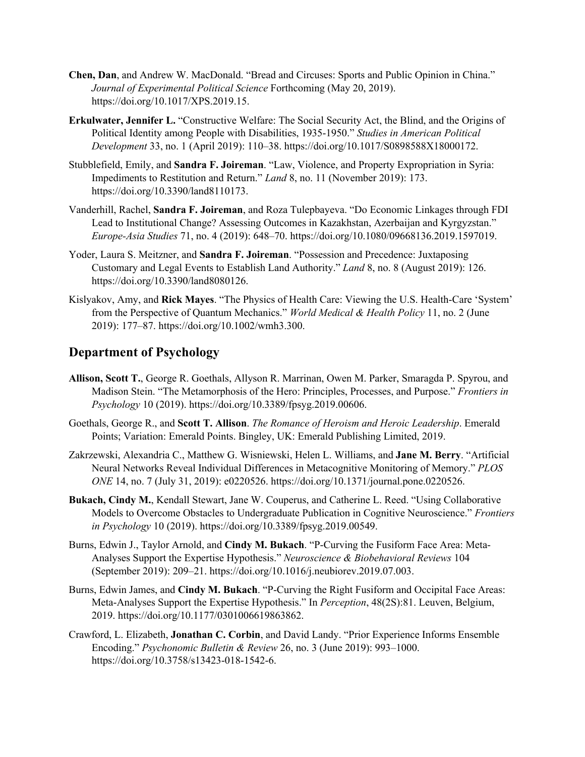**Chen, Dan**, and Andrew W. MacDonald. “Bread and Circuses: Sports and Public Opinion in China.” *Journal of Experimental Political Science* Forthcoming (May 20, 2019). https://doi.org/10.1017/XPS.2019.15.

**Erkulwater, Jennifer L.** “Constructive Welfare: The Social Security Act, the Blind, and the Origins of Political Identity among People with Disabilities, 1935-1950.” *Studies in American Political Development* 33, no. 1 (April 2019): 110–38. https://doi.org/10.1017/S0898588X18000172.

Stubblefield, Emily, and **Sandra F. Joireman**. “Law, Violence, and Property Expropriation in Syria: Impediments to Restitution and Return.” *Land* 8, no. 11 (November 2019): 173. https://doi.org/10.3390/land8110173.

Vanderhill, Rachel, **Sandra F. Joireman**, and Roza Tulepbayeva. “Do Economic Linkages through FDI Lead to Institutional Change? Assessing Outcomes in Kazakhstan, Azerbaijan and Kyrgyzstan.” *Europe-Asia Studies* 71, no. 4 (2019): 648–70. https://doi.org/10.1080/09668136.2019.1597019.

Yoder, Laura S. Meitzner, and **Sandra F. Joireman**. “Possession and Precedence: Juxtaposing Customary and Legal Events to Establish Land Authority.” *Land* 8, no. 8 (August 2019): 126. https://doi.org/10.3390/land8080126.

Kislyakov, Amy, and **Rick Mayes**. “The Physics of Health Care: Viewing the U.S. Health-Care ‘System’ from the Perspective of Quantum Mechanics.” *World Medical & Health Policy* 11, no. 2 (June 2019): 177–87. https://doi.org/10.1002/wmh3.300.

## Department of Psychology

**Allison, Scott T.**, George R. Goethals, Allyson R. Marrinan, Owen M. Parker, Smaragda P. Spyrou, and Madison Stein. “The Metamorphosis of the Hero: Principles, Processes, and Purpose.” *Frontiers in Psychology* 10 (2019). https://doi.org/10.3389/fpsyg.2019.00606.

Goethals, George R., and **Scott T. Allison**. *The Romance of Heroism and Heroic Leadership*. Emerald Points; Variation: Emerald Points. Bingley, UK: Emerald Publishing Limited, 2019.

Zakrzewski, Alexandria C., Matthew G. Wisniewski, Helen L. Williams, and **Jane M. Berry**. “Artificial Neural Networks Reveal Individual Differences in Metacognitive Monitoring of Memory.” *PLOS ONE* 14, no. 7 (July 31, 2019): e0220526. https://doi.org/10.1371/journal.pone.0220526.

**Bukach, Cindy M.**, Kendall Stewart, Jane W. Couperus, and Catherine L. Reed. “Using Collaborative Models to Overcome Obstacles to Undergraduate Publication in Cognitive Neuroscience.” *Frontiers in Psychology* 10 (2019). https://doi.org/10.3389/fpsyg.2019.00549.

Burns, Edwin J., Taylor Arnold, and **Cindy M. Bukach**. “P-Curving the Fusiform Face Area: Meta-Analyses Support the Expertise Hypothesis.” *Neuroscience & Biobehavioral Reviews* 104 (September 2019): 209–21. https://doi.org/10.1016/j.neubiorev.2019.07.003.

Burns, Edwin James, and **Cindy M. Bukach**. “P-Curving the Right Fusiform and Occipital Face Areas: Meta-Analyses Support the Expertise Hypothesis.” In *Perception*, 48(2S):81. Leuven, Belgium, 2019. https://doi.org/10.1177/0301006619863862.

Crawford, L. Elizabeth, **Jonathan C. Corbin**, and David Landy. “Prior Experience Informs Ensemble Encoding.” *Psychonomic Bulletin & Review* 26, no. 3 (June 2019): 993–1000. https://doi.org/10.3758/s13423-018-1542-6.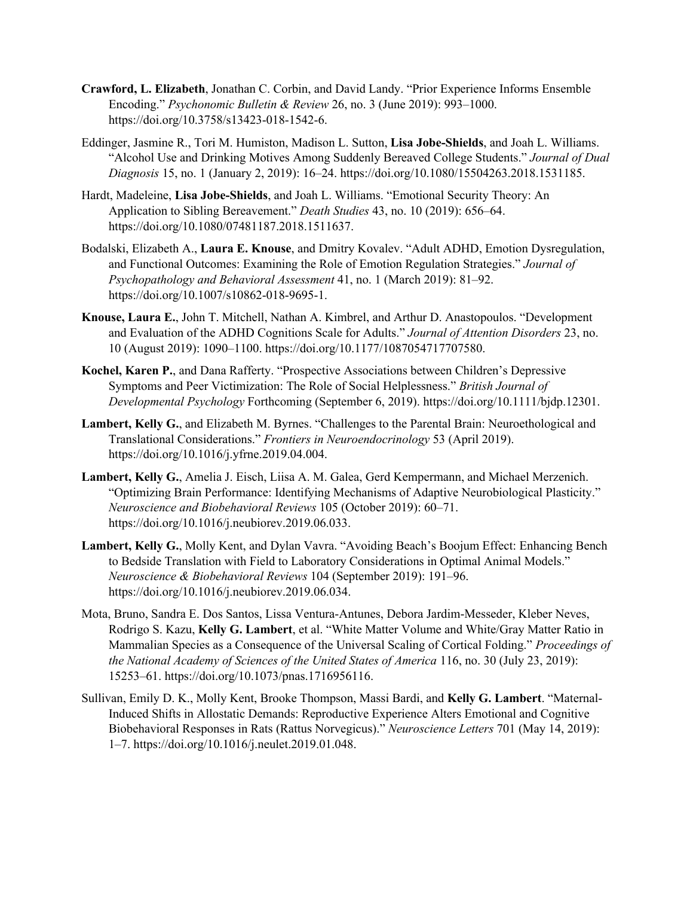**Crawford, L. Elizabeth**, Jonathan C. Corbin, and David Landy. "Prior Experience Informs Ensemble Encoding." *Psychonomic Bulletin & Review* 26, no. 3 (June 2019): 993–1000. https://doi.org/10.3758/s13423-018-1542-6.

Eddinger, Jasmine R., Tori M. Humiston, Madison L. Sutton, **Lisa Jobe-Shields**, and Joah L. Williams. "Alcohol Use and Drinking Motives Among Suddenly Bereaved College Students." *Journal of Dual Diagnosis* 15, no. 1 (January 2, 2019): 16–24. https://doi.org/10.1080/15504263.2018.1531185.

Hardt, Madeleine, **Lisa Jobe-Shields**, and Joah L. Williams. "Emotional Security Theory: An Application to Sibling Bereavement." *Death Studies* 43, no. 10 (2019): 656–64. https://doi.org/10.1080/07481187.2018.1511637.

Bodalski, Elizabeth A., **Laura E. Knouse**, and Dmitry Kovalev. "Adult ADHD, Emotion Dysregulation, and Functional Outcomes: Examining the Role of Emotion Regulation Strategies." *Journal of Psychopathology and Behavioral Assessment* 41, no. 1 (March 2019): 81–92. https://doi.org/10.1007/s10862-018-9695-1.

**Knouse, Laura E.**, John T. Mitchell, Nathan A. Kimbrel, and Arthur D. Anastopoulos. "Development and Evaluation of the ADHD Cognitions Scale for Adults." *Journal of Attention Disorders* 23, no. 10 (August 2019): 1090–1100. https://doi.org/10.1177/1087054717707580.

**Kochel, Karen P.**, and Dana Rafferty. "Prospective Associations between Children's Depressive Symptoms and Peer Victimization: The Role of Social Helplessness." *British Journal of Developmental Psychology* Forthcoming (September 6, 2019). https://doi.org/10.1111/bjdp.12301.

**Lambert, Kelly G.**, and Elizabeth M. Byrnes. "Challenges to the Parental Brain: Neuroethological and Translational Considerations." *Frontiers in Neuroendocrinology* 53 (April 2019). https://doi.org/10.1016/j.yfrne.2019.04.004.

**Lambert, Kelly G.**, Amelia J. Eisch, Liisa A. M. Galea, Gerd Kempermann, and Michael Merzenich. "Optimizing Brain Performance: Identifying Mechanisms of Adaptive Neurobiological Plasticity." *Neuroscience and Biobehavioral Reviews* 105 (October 2019): 60–71. https://doi.org/10.1016/j.neubiorev.2019.06.033.

**Lambert, Kelly G.**, Molly Kent, and Dylan Vavra. "Avoiding Beach's Boojum Effect: Enhancing Bench to Bedside Translation with Field to Laboratory Considerations in Optimal Animal Models." *Neuroscience & Biobehavioral Reviews* 104 (September 2019): 191–96. https://doi.org/10.1016/j.neubiorev.2019.06.034.

Mota, Bruno, Sandra E. Dos Santos, Lissa Ventura-Antunes, Debora Jardim-Messeder, Kleber Neves, Rodrigo S. Kazu, **Kelly G. Lambert**, et al. "White Matter Volume and White/Gray Matter Ratio in Mammalian Species as a Consequence of the Universal Scaling of Cortical Folding." *Proceedings of the National Academy of Sciences of the United States of America* 116, no. 30 (July 23, 2019): 15253–61. https://doi.org/10.1073/pnas.1716956116.

Sullivan, Emily D. K., Molly Kent, Brooke Thompson, Massi Bardi, and **Kelly G. Lambert**. "Maternal-Induced Shifts in Allostatic Demands: Reproductive Experience Alters Emotional and Cognitive Biobehavioral Responses in Rats (Rattus Norvegicus)." *Neuroscience Letters* 701 (May 14, 2019): 1–7. https://doi.org/10.1016/j.neulet.2019.01.048.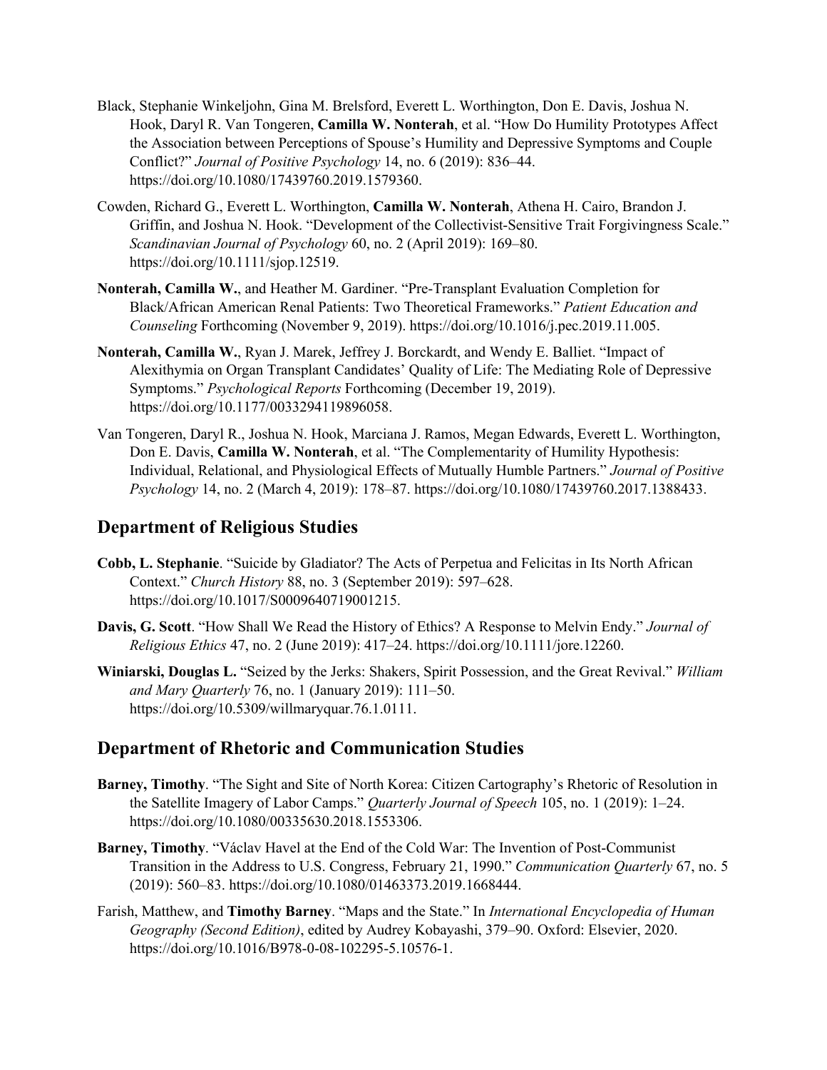Black, Stephanie Winkeljohn, Gina M. Brelsford, Everett L. Worthington, Don E. Davis, Joshua N. Hook, Daryl R. Van Tongeren, **Camilla W. Nonterah**, et al. "How Do Humility Prototypes Affect the Association between Perceptions of Spouse's Humility and Depressive Symptoms and Couple Conflict?" *Journal of Positive Psychology* 14, no. 6 (2019): 836–44. https://doi.org/10.1080/17439760.2019.1579360.

Cowden, Richard G., Everett L. Worthington, **Camilla W. Nonterah**, Athena H. Cairo, Brandon J. Griffin, and Joshua N. Hook. "Development of the Collectivist-Sensitive Trait Forgivingness Scale." *Scandinavian Journal of Psychology* 60, no. 2 (April 2019): 169–80. https://doi.org/10.1111/sjop.12519.

**Nonterah, Camilla W.**, and Heather M. Gardiner. "Pre-Transplant Evaluation Completion for Black/African American Renal Patients: Two Theoretical Frameworks." *Patient Education and Counseling* Forthcoming (November 9, 2019). https://doi.org/10.1016/j.pec.2019.11.005.

**Nonterah, Camilla W.**, Ryan J. Marek, Jeffrey J. Borckardt, and Wendy E. Balliet. "Impact of Alexithymia on Organ Transplant Candidates' Quality of Life: The Mediating Role of Depressive Symptoms." *Psychological Reports* Forthcoming (December 19, 2019). https://doi.org/10.1177/0033294119896058.

Van Tongeren, Daryl R., Joshua N. Hook, Marciana J. Ramos, Megan Edwards, Everett L. Worthington, Don E. Davis, **Camilla W. Nonterah**, et al. "The Complementarity of Humility Hypothesis: Individual, Relational, and Physiological Effects of Mutually Humble Partners." *Journal of Positive Psychology* 14, no. 2 (March 4, 2019): 178–87. https://doi.org/10.1080/17439760.2017.1388433.

## Department of Religious Studies

**Cobb, L. Stephanie**. "Suicide by Gladiator? The Acts of Perpetua and Felicitas in Its North African Context." *Church History* 88, no. 3 (September 2019): 597–628. https://doi.org/10.1017/S0009640719001215.

**Davis, G. Scott**. "How Shall We Read the History of Ethics? A Response to Melvin Endy." *Journal of Religious Ethics* 47, no. 2 (June 2019): 417–24. https://doi.org/10.1111/jore.12260.

**Winiarski, Douglas L.** "Seized by the Jerks: Shakers, Spirit Possession, and the Great Revival." *William and Mary Quarterly* 76, no. 1 (January 2019): 111–50. https://doi.org/10.5309/willmaryquar.76.1.0111.

## Department of Rhetoric and Communication Studies

**Barney, Timothy**. "The Sight and Site of North Korea: Citizen Cartography's Rhetoric of Resolution in the Satellite Imagery of Labor Camps." *Quarterly Journal of Speech* 105, no. 1 (2019): 1–24. https://doi.org/10.1080/00335630.2018.1553306.

**Barney, Timothy**. "Václav Havel at the End of the Cold War: The Invention of Post-Communist Transition in the Address to U.S. Congress, February 21, 1990." *Communication Quarterly* 67, no. 5 (2019): 560–83. https://doi.org/10.1080/01463373.2019.1668444.

Farish, Matthew, and **Timothy Barney**. "Maps and the State." In *International Encyclopedia of Human Geography (Second Edition)*, edited by Audrey Kobayashi, 379–90. Oxford: Elsevier, 2020. https://doi.org/10.1016/B978-0-08-102295-5.10576-1.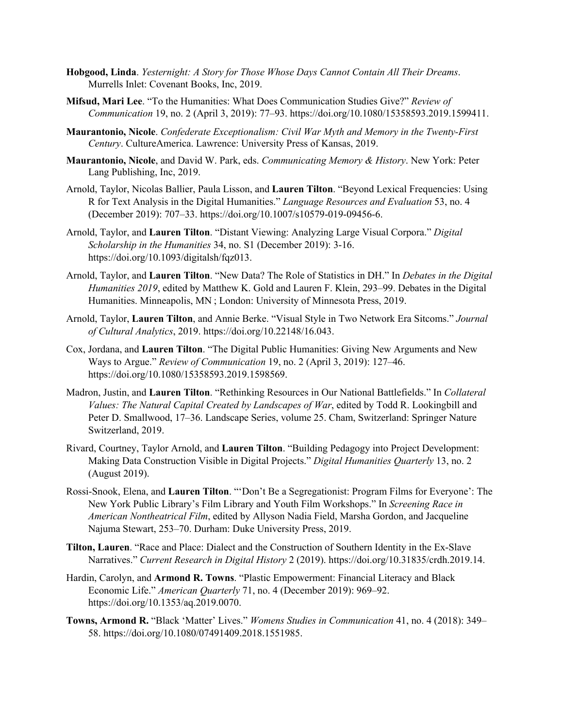**Hobgood, Linda**. *Yesternight: A Story for Those Whose Days Cannot Contain All Their Dreams*. Murrells Inlet: Covenant Books, Inc, 2019.

**Mifsud, Mari Lee**. "To the Humanities: What Does Communication Studies Give?" *Review of Communication* 19, no. 2 (April 3, 2019): 77–93. https://doi.org/10.1080/15358593.2019.1599411.

**Maurantonio, Nicole**. *Confederate Exceptionalism: Civil War Myth and Memory in the Twenty-First Century*. CultureAmerica. Lawrence: University Press of Kansas, 2019.

**Maurantonio, Nicole**, and David W. Park, eds. *Communicating Memory & History*. New York: Peter Lang Publishing, Inc, 2019.

Arnold, Taylor, Nicolas Ballier, Paula Lisson, and **Lauren Tilton**. "Beyond Lexical Frequencies: Using R for Text Analysis in the Digital Humanities." *Language Resources and Evaluation* 53, no. 4 (December 2019): 707–33. https://doi.org/10.1007/s10579-019-09456-6.

Arnold, Taylor, and **Lauren Tilton**. "Distant Viewing: Analyzing Large Visual Corpora." *Digital Scholarship in the Humanities* 34, no. S1 (December 2019): 3-16. https://doi.org/10.1093/digitalsh/fqz013.

Arnold, Taylor, and **Lauren Tilton**. "New Data? The Role of Statistics in DH." In *Debates in the Digital Humanities 2019*, edited by Matthew K. Gold and Lauren F. Klein, 293–99. Debates in the Digital Humanities. Minneapolis, MN ; London: University of Minnesota Press, 2019.

Arnold, Taylor, **Lauren Tilton**, and Annie Berke. "Visual Style in Two Network Era Sitcoms." *Journal of Cultural Analytics*, 2019. https://doi.org/10.22148/16.043.

Cox, Jordana, and **Lauren Tilton**. "The Digital Public Humanities: Giving New Arguments and New Ways to Argue." *Review of Communication* 19, no. 2 (April 3, 2019): 127–46. https://doi.org/10.1080/15358593.2019.1598569.

Madron, Justin, and **Lauren Tilton**. "Rethinking Resources in Our National Battlefields." In *Collateral Values: The Natural Capital Created by Landscapes of War*, edited by Todd R. Lookingbill and Peter D. Smallwood, 17–36. Landscape Series, volume 25. Cham, Switzerland: Springer Nature Switzerland, 2019.

Rivard, Courtney, Taylor Arnold, and **Lauren Tilton**. "Building Pedagogy into Project Development: Making Data Construction Visible in Digital Projects." *Digital Humanities Quarterly* 13, no. 2 (August 2019).

Rossi-Snook, Elena, and **Lauren Tilton**. "'Don't Be a Segregationist: Program Films for Everyone': The New York Public Library's Film Library and Youth Film Workshops." In *Screening Race in American Nontheatrical Film*, edited by Allyson Nadia Field, Marsha Gordon, and Jacqueline Najuma Stewart, 253–70. Durham: Duke University Press, 2019.

**Tilton, Lauren**. "Race and Place: Dialect and the Construction of Southern Identity in the Ex-Slave Narratives." *Current Research in Digital History* 2 (2019). https://doi.org/10.31835/crdh.2019.14.

Hardin, Carolyn, and **Armond R. Towns**. "Plastic Empowerment: Financial Literacy and Black Economic Life." *American Quarterly* 71, no. 4 (December 2019): 969–92. https://doi.org/10.1353/aq.2019.0070.

**Towns, Armond R.** "Black 'Matter' Lives." *Womens Studies in Communication* 41, no. 4 (2018): 349–58. https://doi.org/10.1080/07491409.2018.1551985.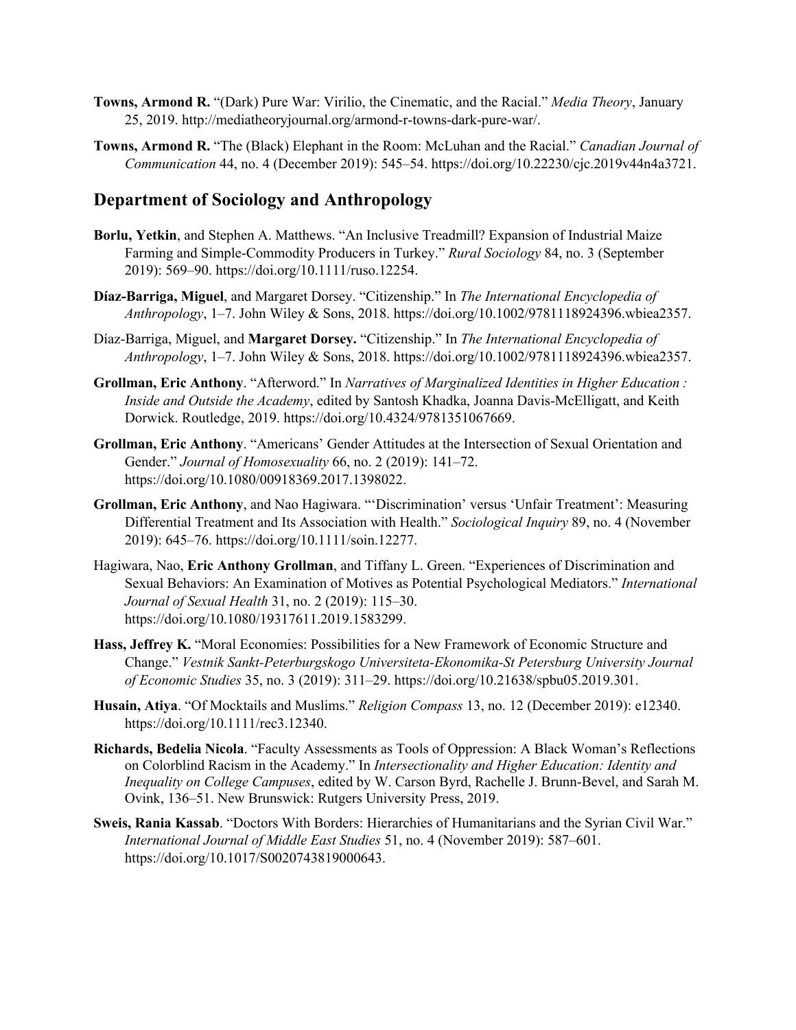**Towns, Armond R.** "(Dark) Pure War: Virilio, the Cinematic, and the Racial." *Media Theory*, January 25, 2019. http://mediatheoryjournal.org/armond-r-towns-dark-pure-war/.

**Towns, Armond R.** "The (Black) Elephant in the Room: McLuhan and the Racial." *Canadian Journal of Communication* 44, no. 4 (December 2019): 545–54. https://doi.org/10.22230/cjc.2019v44n4a3721.

## Department of Sociology and Anthropology

**Borlu, Yetkin**, and Stephen A. Matthews. "An Inclusive Treadmill? Expansion of Industrial Maize Farming and Simple-Commodity Producers in Turkey." *Rural Sociology* 84, no. 3 (September 2019): 569–90. https://doi.org/10.1111/ruso.12254.

**Díaz-Barriga, Miguel**, and Margaret Dorsey. "Citizenship." In *The International Encyclopedia of Anthropology*, 1–7. John Wiley & Sons, 2018. https://doi.org/10.1002/9781118924396.wbiea2357.

Díaz-Barriga, Miguel, and **Margaret Dorsey.** "Citizenship." In *The International Encyclopedia of Anthropology*, 1–7. John Wiley & Sons, 2018. https://doi.org/10.1002/9781118924396.wbiea2357.

**Grollman, Eric Anthony**. "Afterword." In *Narratives of Marginalized Identities in Higher Education : Inside and Outside the Academy*, edited by Santosh Khadka, Joanna Davis-McElligatt, and Keith Dorwick. Routledge, 2019. https://doi.org/10.4324/9781351067669.

**Grollman, Eric Anthony**. "Americans' Gender Attitudes at the Intersection of Sexual Orientation and Gender." *Journal of Homosexuality* 66, no. 2 (2019): 141–72. https://doi.org/10.1080/00918369.2017.1398022.

**Grollman, Eric Anthony**, and Nao Hagiwara. "'Discrimination' versus 'Unfair Treatment': Measuring Differential Treatment and Its Association with Health." *Sociological Inquiry* 89, no. 4 (November 2019): 645–76. https://doi.org/10.1111/soin.12277.

Hagiwara, Nao, **Eric Anthony Grollman**, and Tiffany L. Green. "Experiences of Discrimination and Sexual Behaviors: An Examination of Motives as Potential Psychological Mediators." *International Journal of Sexual Health* 31, no. 2 (2019): 115–30. https://doi.org/10.1080/19317611.2019.1583299.

**Hass, Jeffrey K.** "Moral Economies: Possibilities for a New Framework of Economic Structure and Change." *Vestnik Sankt-Peterburgskogo Universiteta-Ekonomika-St Petersburg University Journal of Economic Studies* 35, no. 3 (2019): 311–29. https://doi.org/10.21638/spbu05.2019.301.

**Husain, Atiya**. "Of Mocktails and Muslims." *Religion Compass* 13, no. 12 (December 2019): e12340. https://doi.org/10.1111/rec3.12340.

**Richards, Bedelia Nicola**. "Faculty Assessments as Tools of Oppression: A Black Woman's Reflections on Colorblind Racism in the Academy." In *Intersectionality and Higher Education: Identity and Inequality on College Campuses*, edited by W. Carson Byrd, Rachelle J. Brunn-Bevel, and Sarah M. Ovink, 136–51. New Brunswick: Rutgers University Press, 2019.

**Sweis, Rania Kassab**. "Doctors With Borders: Hierarchies of Humanitarians and the Syrian Civil War." *International Journal of Middle East Studies* 51, no. 4 (November 2019): 587–601. https://doi.org/10.1017/S0020743819000643.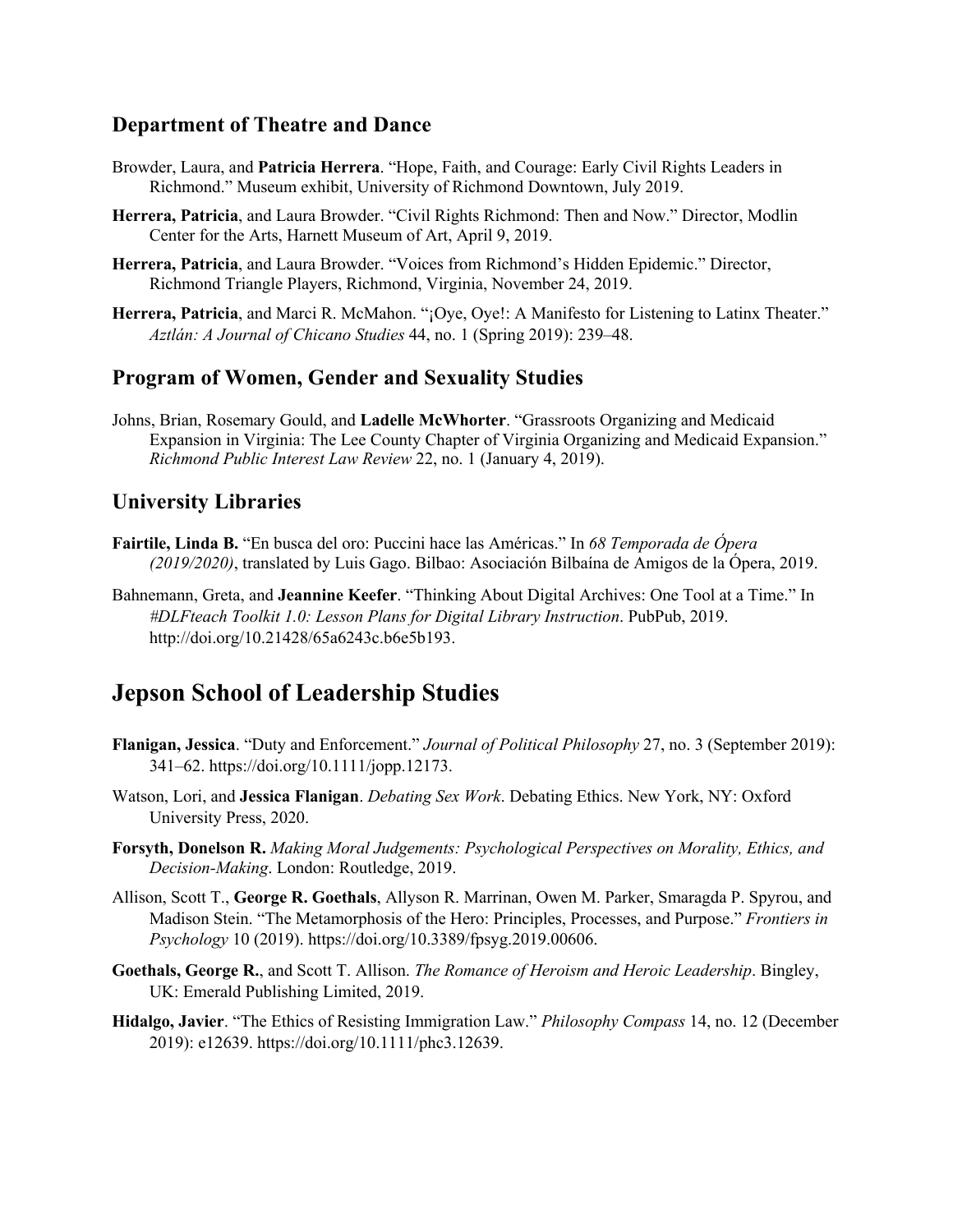### Department of Theatre and Dance

Browder, Laura, and **Patricia Herrera**. "Hope, Faith, and Courage: Early Civil Rights Leaders in Richmond." Museum exhibit, University of Richmond Downtown, July 2019.

**Herrera, Patricia**, and Laura Browder. "Civil Rights Richmond: Then and Now." Director, Modlin Center for the Arts, Harnett Museum of Art, April 9, 2019.

**Herrera, Patricia**, and Laura Browder. "Voices from Richmond's Hidden Epidemic." Director, Richmond Triangle Players, Richmond, Virginia, November 24, 2019.

**Herrera, Patricia**, and Marci R. McMahon. "¡Oye, Oye!: A Manifesto for Listening to Latinx Theater." *Aztlán: A Journal of Chicano Studies* 44, no. 1 (Spring 2019): 239–48.

### Program of Women, Gender and Sexuality Studies

Johns, Brian, Rosemary Gould, and **Ladelle McWhorter**. "Grassroots Organizing and Medicaid Expansion in Virginia: The Lee County Chapter of Virginia Organizing and Medicaid Expansion." *Richmond Public Interest Law Review* 22, no. 1 (January 4, 2019).

### University Libraries

**Fairtile, Linda B.** "En busca del oro: Puccini hace las Américas." In *68 Temporada de Ópera (2019/2020)*, translated by Luis Gago. Bilbao: Asociación Bilbaína de Amigos de la Ópera, 2019.

Bahnemann, Greta, and **Jeannine Keefer**. "Thinking About Digital Archives: One Tool at a Time." In *#DLFteach Toolkit 1.0: Lesson Plans for Digital Library Instruction*. PubPub, 2019. http://doi.org/10.21428/65a6243c.b6e5b193.

## Jepson School of Leadership Studies

**Flanigan, Jessica**. "Duty and Enforcement." *Journal of Political Philosophy* 27, no. 3 (September 2019): 341–62. https://doi.org/10.1111/jopp.12173.

Watson, Lori, and **Jessica Flanigan**. *Debating Sex Work*. Debating Ethics. New York, NY: Oxford University Press, 2020.

**Forsyth, Donelson R.** *Making Moral Judgements: Psychological Perspectives on Morality, Ethics, and Decision-Making*. London: Routledge, 2019.

Allison, Scott T., **George R. Goethals**, Allyson R. Marrinan, Owen M. Parker, Smaragda P. Spyrou, and Madison Stein. "The Metamorphosis of the Hero: Principles, Processes, and Purpose." *Frontiers in Psychology* 10 (2019). https://doi.org/10.3389/fpsyg.2019.00606.

**Goethals, George R.**, and Scott T. Allison. *The Romance of Heroism and Heroic Leadership*. Bingley, UK: Emerald Publishing Limited, 2019.

**Hidalgo, Javier**. "The Ethics of Resisting Immigration Law." *Philosophy Compass* 14, no. 12 (December 2019): e12639. https://doi.org/10.1111/phc3.12639.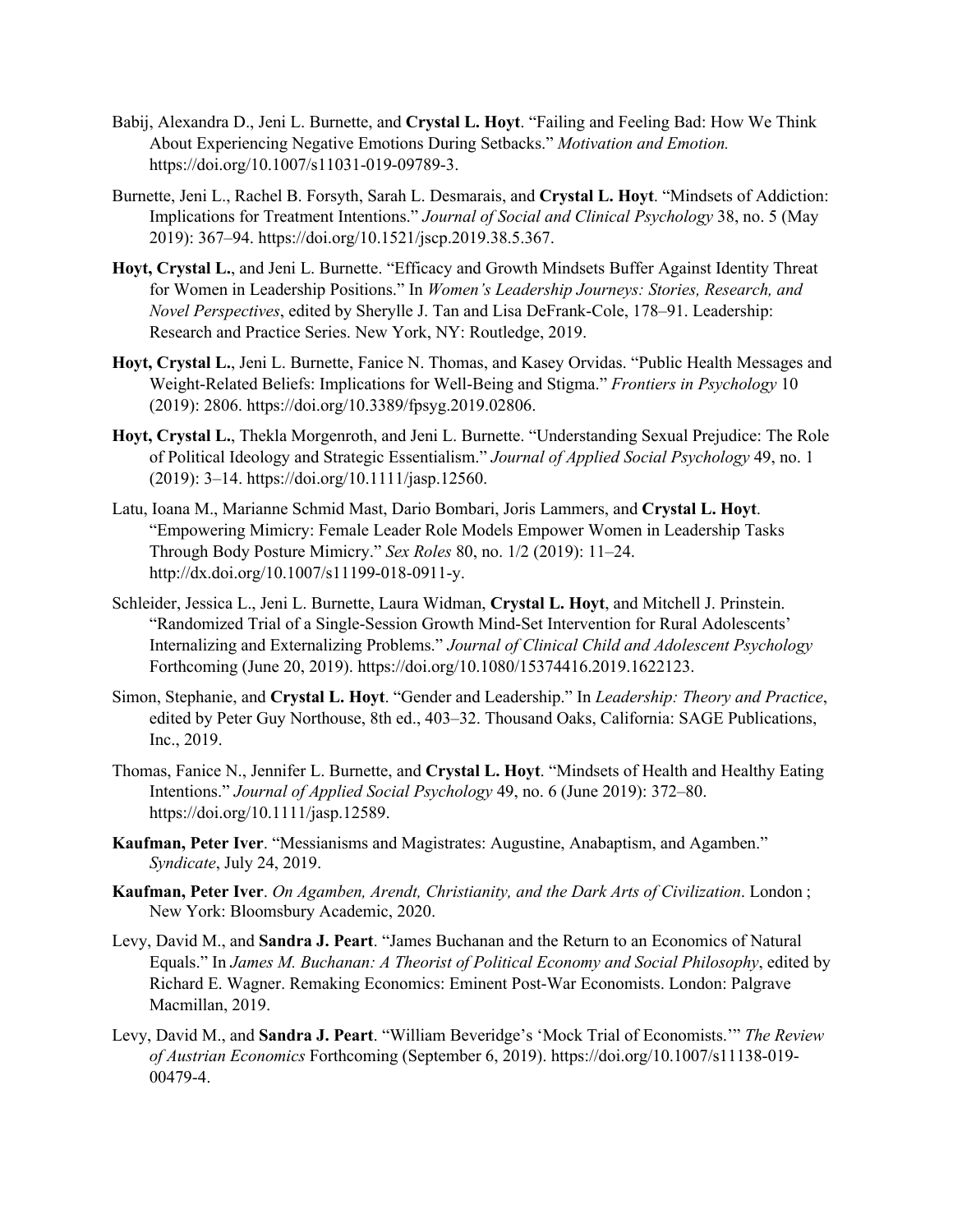Babij, Alexandra D., Jeni L. Burnette, and **Crystal L. Hoyt**. "Failing and Feeling Bad: How We Think About Experiencing Negative Emotions During Setbacks." *Motivation and Emotion.* https://doi.org/10.1007/s11031-019-09789-3.

Burnette, Jeni L., Rachel B. Forsyth, Sarah L. Desmarais, and **Crystal L. Hoyt**. "Mindsets of Addiction: Implications for Treatment Intentions." *Journal of Social and Clinical Psychology* 38, no. 5 (May 2019): 367–94. https://doi.org/10.1521/jscp.2019.38.5.367.

**Hoyt, Crystal L.**, and Jeni L. Burnette. "Efficacy and Growth Mindsets Buffer Against Identity Threat for Women in Leadership Positions." In *Women's Leadership Journeys: Stories, Research, and Novel Perspectives*, edited by Sherylle J. Tan and Lisa DeFrank-Cole, 178–91. Leadership: Research and Practice Series. New York, NY: Routledge, 2019.

**Hoyt, Crystal L.**, Jeni L. Burnette, Fanice N. Thomas, and Kasey Orvidas. "Public Health Messages and Weight-Related Beliefs: Implications for Well-Being and Stigma." *Frontiers in Psychology* 10 (2019): 2806. https://doi.org/10.3389/fpsyg.2019.02806.

**Hoyt, Crystal L.**, Thekla Morgenroth, and Jeni L. Burnette. "Understanding Sexual Prejudice: The Role of Political Ideology and Strategic Essentialism." *Journal of Applied Social Psychology* 49, no. 1 (2019): 3–14. https://doi.org/10.1111/jasp.12560.

Latu, Ioana M., Marianne Schmid Mast, Dario Bombari, Joris Lammers, and **Crystal L. Hoyt**. "Empowering Mimicry: Female Leader Role Models Empower Women in Leadership Tasks Through Body Posture Mimicry." *Sex Roles* 80, no. 1/2 (2019): 11–24. http://dx.doi.org/10.1007/s11199-018-0911-y.

Schleider, Jessica L., Jeni L. Burnette, Laura Widman, **Crystal L. Hoyt**, and Mitchell J. Prinstein. "Randomized Trial of a Single-Session Growth Mind-Set Intervention for Rural Adolescents' Internalizing and Externalizing Problems." *Journal of Clinical Child and Adolescent Psychology* Forthcoming (June 20, 2019). https://doi.org/10.1080/15374416.2019.1622123.

Simon, Stephanie, and **Crystal L. Hoyt**. "Gender and Leadership." In *Leadership: Theory and Practice*, edited by Peter Guy Northouse, 8th ed., 403–32. Thousand Oaks, California: SAGE Publications, Inc., 2019.

Thomas, Fanice N., Jennifer L. Burnette, and **Crystal L. Hoyt**. "Mindsets of Health and Healthy Eating Intentions." *Journal of Applied Social Psychology* 49, no. 6 (June 2019): 372–80. https://doi.org/10.1111/jasp.12589.

**Kaufman, Peter Iver**. "Messianisms and Magistrates: Augustine, Anabaptism, and Agamben." *Syndicate*, July 24, 2019.

**Kaufman, Peter Iver**. *On Agamben, Arendt, Christianity, and the Dark Arts of Civilization*. London ; New York: Bloomsbury Academic, 2020.

Levy, David M., and **Sandra J. Peart**. "James Buchanan and the Return to an Economics of Natural Equals." In *James M. Buchanan: A Theorist of Political Economy and Social Philosophy*, edited by Richard E. Wagner. Remaking Economics: Eminent Post-War Economists. London: Palgrave Macmillan, 2019.

Levy, David M., and **Sandra J. Peart**. "William Beveridge's 'Mock Trial of Economists.'" *The Review of Austrian Economics* Forthcoming (September 6, 2019). https://doi.org/10.1007/s11138-019-00479-4.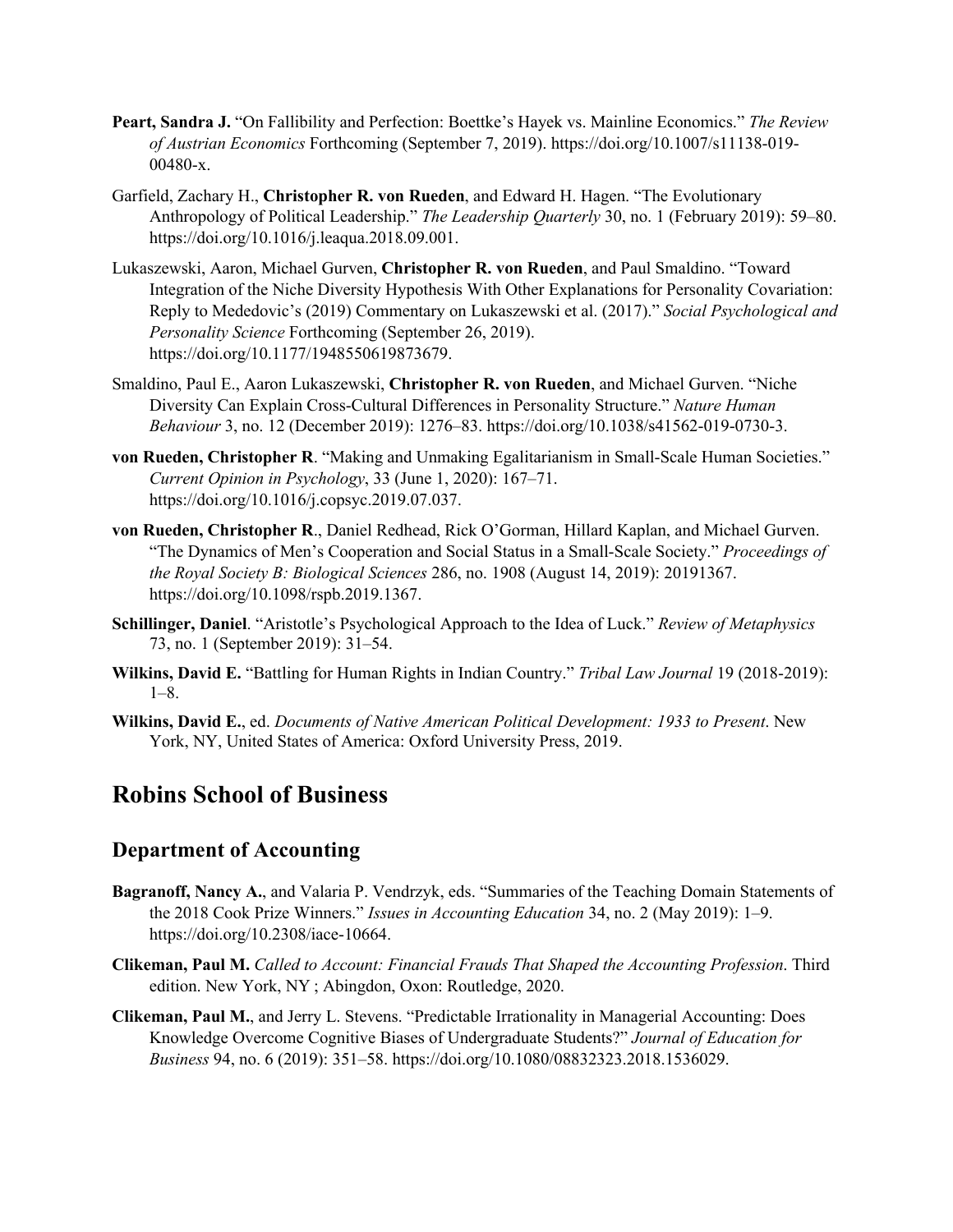**Peart, Sandra J.** "On Fallibility and Perfection: Boettke's Hayek vs. Mainline Economics." *The Review of Austrian Economics* Forthcoming (September 7, 2019). https://doi.org/10.1007/s11138-019-00480-x.

Garfield, Zachary H., **Christopher R. von Rueden**, and Edward H. Hagen. "The Evolutionary Anthropology of Political Leadership." *The Leadership Quarterly* 30, no. 1 (February 2019): 59–80. https://doi.org/10.1016/j.leaqua.2018.09.001.

Lukaszewski, Aaron, Michael Gurven, **Christopher R. von Rueden**, and Paul Smaldino. "Toward Integration of the Niche Diversity Hypothesis With Other Explanations for Personality Covariation: Reply to Mededovic's (2019) Commentary on Lukaszewski et al. (2017)." *Social Psychological and Personality Science* Forthcoming (September 26, 2019). https://doi.org/10.1177/1948550619873679.

Smaldino, Paul E., Aaron Lukaszewski, **Christopher R. von Rueden**, and Michael Gurven. "Niche Diversity Can Explain Cross-Cultural Differences in Personality Structure." *Nature Human Behaviour* 3, no. 12 (December 2019): 1276–83. https://doi.org/10.1038/s41562-019-0730-3.

**von Rueden, Christopher R**. "Making and Unmaking Egalitarianism in Small-Scale Human Societies." *Current Opinion in Psychology*, 33 (June 1, 2020): 167–71. https://doi.org/10.1016/j.copsyc.2019.07.037.

**von Rueden, Christopher R**., Daniel Redhead, Rick O'Gorman, Hillard Kaplan, and Michael Gurven. "The Dynamics of Men's Cooperation and Social Status in a Small-Scale Society." *Proceedings of the Royal Society B: Biological Sciences* 286, no. 1908 (August 14, 2019): 20191367. https://doi.org/10.1098/rspb.2019.1367.

**Schillinger, Daniel**. "Aristotle's Psychological Approach to the Idea of Luck." *Review of Metaphysics* 73, no. 1 (September 2019): 31–54.

**Wilkins, David E.** "Battling for Human Rights in Indian Country." *Tribal Law Journal* 19 (2018-2019): 1–8.

**Wilkins, David E.**, ed. *Documents of Native American Political Development: 1933 to Present*. New York, NY, United States of America: Oxford University Press, 2019.

# Robins School of Business

## Department of Accounting

**Bagranoff, Nancy A.**, and Valaria P. Vendrzyk, eds. "Summaries of the Teaching Domain Statements of the 2018 Cook Prize Winners." *Issues in Accounting Education* 34, no. 2 (May 2019): 1–9. https://doi.org/10.2308/iace-10664.

**Clikeman, Paul M.** *Called to Account: Financial Frauds That Shaped the Accounting Profession*. Third edition. New York, NY ; Abingdon, Oxon: Routledge, 2020.

**Clikeman, Paul M.**, and Jerry L. Stevens. "Predictable Irrationality in Managerial Accounting: Does Knowledge Overcome Cognitive Biases of Undergraduate Students?" *Journal of Education for Business* 94, no. 6 (2019): 351–58. https://doi.org/10.1080/08832323.2018.1536029.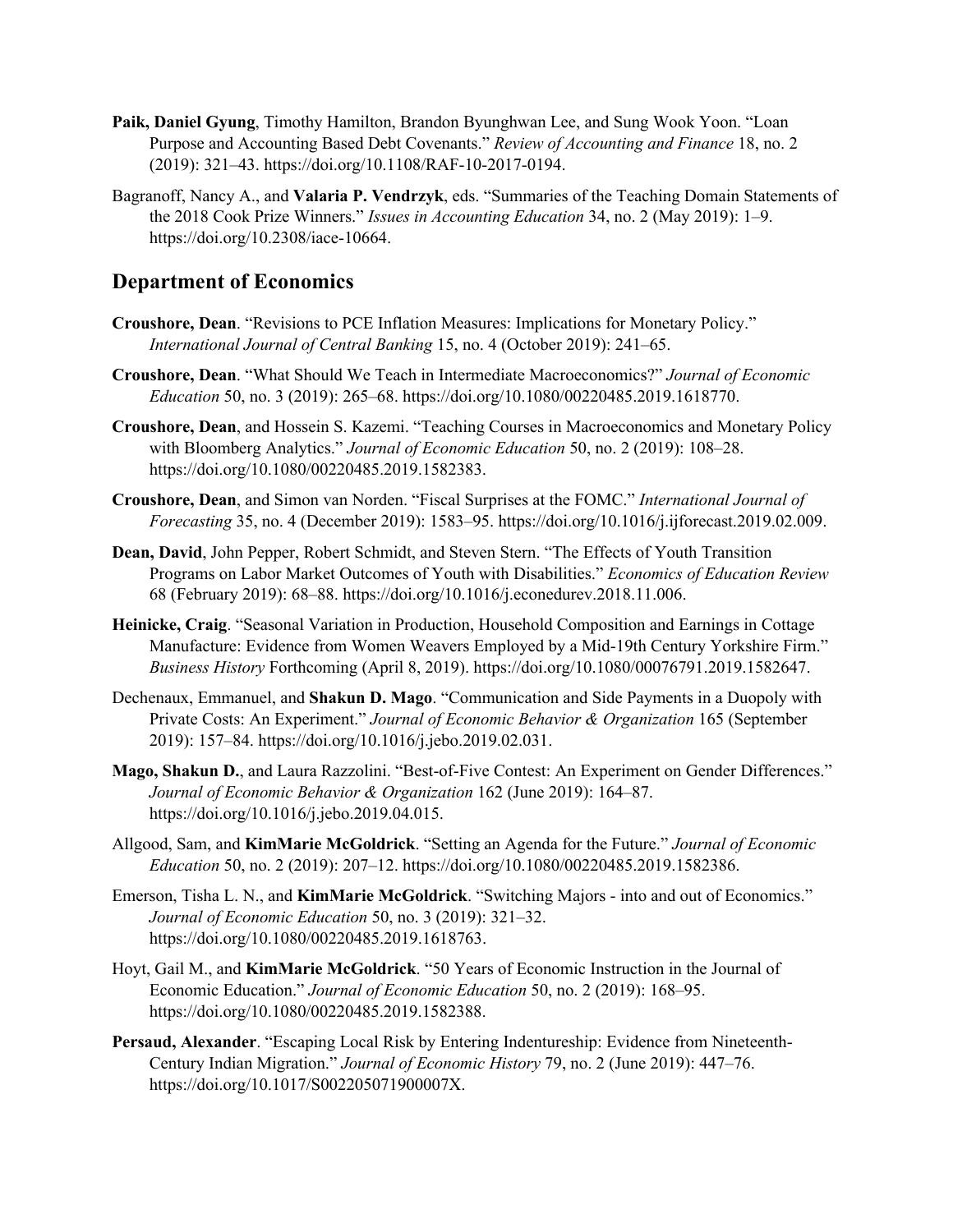**Paik, Daniel Gyung**, Timothy Hamilton, Brandon Byunghwan Lee, and Sung Wook Yoon. "Loan Purpose and Accounting Based Debt Covenants." *Review of Accounting and Finance* 18, no. 2 (2019): 321–43. https://doi.org/10.1108/RAF-10-2017-0194.

Bagranoff, Nancy A., and **Valaria P. Vendrzyk**, eds. "Summaries of the Teaching Domain Statements of the 2018 Cook Prize Winners." *Issues in Accounting Education* 34, no. 2 (May 2019): 1–9. https://doi.org/10.2308/iace-10664.

## Department of Economics

**Croushore, Dean**. "Revisions to PCE Inflation Measures: Implications for Monetary Policy." *International Journal of Central Banking* 15, no. 4 (October 2019): 241–65.

**Croushore, Dean**. "What Should We Teach in Intermediate Macroeconomics?" *Journal of Economic Education* 50, no. 3 (2019): 265–68. https://doi.org/10.1080/00220485.2019.1618770.

**Croushore, Dean**, and Hossein S. Kazemi. "Teaching Courses in Macroeconomics and Monetary Policy with Bloomberg Analytics." *Journal of Economic Education* 50, no. 2 (2019): 108–28. https://doi.org/10.1080/00220485.2019.1582383.

**Croushore, Dean**, and Simon van Norden. "Fiscal Surprises at the FOMC." *International Journal of Forecasting* 35, no. 4 (December 2019): 1583–95. https://doi.org/10.1016/j.ijforecast.2019.02.009.

**Dean, David**, John Pepper, Robert Schmidt, and Steven Stern. "The Effects of Youth Transition Programs on Labor Market Outcomes of Youth with Disabilities." *Economics of Education Review* 68 (February 2019): 68–88. https://doi.org/10.1016/j.econedurev.2018.11.006.

**Heinicke, Craig**. "Seasonal Variation in Production, Household Composition and Earnings in Cottage Manufacture: Evidence from Women Weavers Employed by a Mid-19th Century Yorkshire Firm." *Business History* Forthcoming (April 8, 2019). https://doi.org/10.1080/00076791.2019.1582647.

Dechenaux, Emmanuel, and **Shakun D. Mago**. "Communication and Side Payments in a Duopoly with Private Costs: An Experiment." *Journal of Economic Behavior & Organization* 165 (September 2019): 157–84. https://doi.org/10.1016/j.jebo.2019.02.031.

**Mago, Shakun D.**, and Laura Razzolini. "Best-of-Five Contest: An Experiment on Gender Differences." *Journal of Economic Behavior & Organization* 162 (June 2019): 164–87. https://doi.org/10.1016/j.jebo.2019.04.015.

Allgood, Sam, and **KimMarie McGoldrick**. "Setting an Agenda for the Future." *Journal of Economic Education* 50, no. 2 (2019): 207–12. https://doi.org/10.1080/00220485.2019.1582386.

Emerson, Tisha L. N., and **KimMarie McGoldrick**. "Switching Majors - into and out of Economics." *Journal of Economic Education* 50, no. 3 (2019): 321–32. https://doi.org/10.1080/00220485.2019.1618763.

Hoyt, Gail M., and **KimMarie McGoldrick**. "50 Years of Economic Instruction in the Journal of Economic Education." *Journal of Economic Education* 50, no. 2 (2019): 168–95. https://doi.org/10.1080/00220485.2019.1582388.

**Persaud, Alexander**. "Escaping Local Risk by Entering Indentureship: Evidence from Nineteenth-Century Indian Migration." *Journal of Economic History* 79, no. 2 (June 2019): 447–76. https://doi.org/10.1017/S002205071900007X.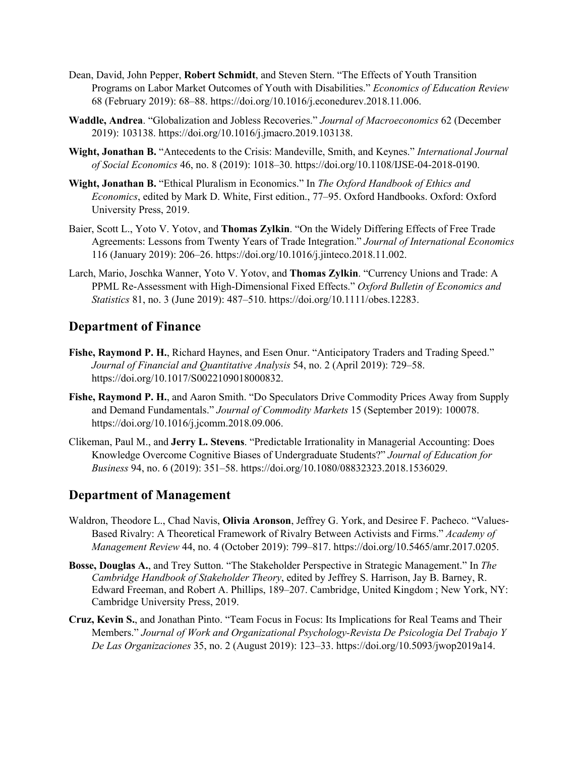Dean, David, John Pepper, **Robert Schmidt**, and Steven Stern. “The Effects of Youth Transition Programs on Labor Market Outcomes of Youth with Disabilities.” *Economics of Education Review* 68 (February 2019): 68–88. https://doi.org/10.1016/j.econedurev.2018.11.006.

**Waddle, Andrea**. “Globalization and Jobless Recoveries.” *Journal of Macroeconomics* 62 (December 2019): 103138. https://doi.org/10.1016/j.jmacro.2019.103138.

**Wight, Jonathan B.** “Antecedents to the Crisis: Mandeville, Smith, and Keynes.” *International Journal of Social Economics* 46, no. 8 (2019): 1018–30. https://doi.org/10.1108/IJSE-04-2018-0190.

**Wight, Jonathan B.** “Ethical Pluralism in Economics.” In *The Oxford Handbook of Ethics and Economics*, edited by Mark D. White, First edition., 77–95. Oxford Handbooks. Oxford: Oxford University Press, 2019.

Baier, Scott L., Yoto V. Yotov, and **Thomas Zylkin**. “On the Widely Differing Effects of Free Trade Agreements: Lessons from Twenty Years of Trade Integration.” *Journal of International Economics* 116 (January 2019): 206–26. https://doi.org/10.1016/j.jinteco.2018.11.002.

Larch, Mario, Joschka Wanner, Yoto V. Yotov, and **Thomas Zylkin**. “Currency Unions and Trade: A PPML Re-Assessment with High-Dimensional Fixed Effects.” *Oxford Bulletin of Economics and Statistics* 81, no. 3 (June 2019): 487–510. https://doi.org/10.1111/obes.12283.

## Department of Finance

**Fishe, Raymond P. H.**, Richard Haynes, and Esen Onur. “Anticipatory Traders and Trading Speed.” *Journal of Financial and Quantitative Analysis* 54, no. 2 (April 2019): 729–58. https://doi.org/10.1017/S0022109018000832.

**Fishe, Raymond P. H.**, and Aaron Smith. “Do Speculators Drive Commodity Prices Away from Supply and Demand Fundamentals.” *Journal of Commodity Markets* 15 (September 2019): 100078. https://doi.org/10.1016/j.jcomm.2018.09.006.

Clikeman, Paul M., and **Jerry L. Stevens**. “Predictable Irrationality in Managerial Accounting: Does Knowledge Overcome Cognitive Biases of Undergraduate Students?” *Journal of Education for Business* 94, no. 6 (2019): 351–58. https://doi.org/10.1080/08832323.2018.1536029.

## Department of Management

Waldron, Theodore L., Chad Navis, **Olivia Aronson**, Jeffrey G. York, and Desiree F. Pacheco. “Values-Based Rivalry: A Theoretical Framework of Rivalry Between Activists and Firms.” *Academy of Management Review* 44, no. 4 (October 2019): 799–817. https://doi.org/10.5465/amr.2017.0205.

**Bosse, Douglas A.**, and Trey Sutton. “The Stakeholder Perspective in Strategic Management.” In *The Cambridge Handbook of Stakeholder Theory*, edited by Jeffrey S. Harrison, Jay B. Barney, R. Edward Freeman, and Robert A. Phillips, 189–207. Cambridge, United Kingdom ; New York, NY: Cambridge University Press, 2019.

**Cruz, Kevin S.**, and Jonathan Pinto. “Team Focus in Focus: Its Implications for Real Teams and Their Members.” *Journal of Work and Organizational Psychology-Revista De Psicologia Del Trabajo Y De Las Organizaciones* 35, no. 2 (August 2019): 123–33. https://doi.org/10.5093/jwop2019a14.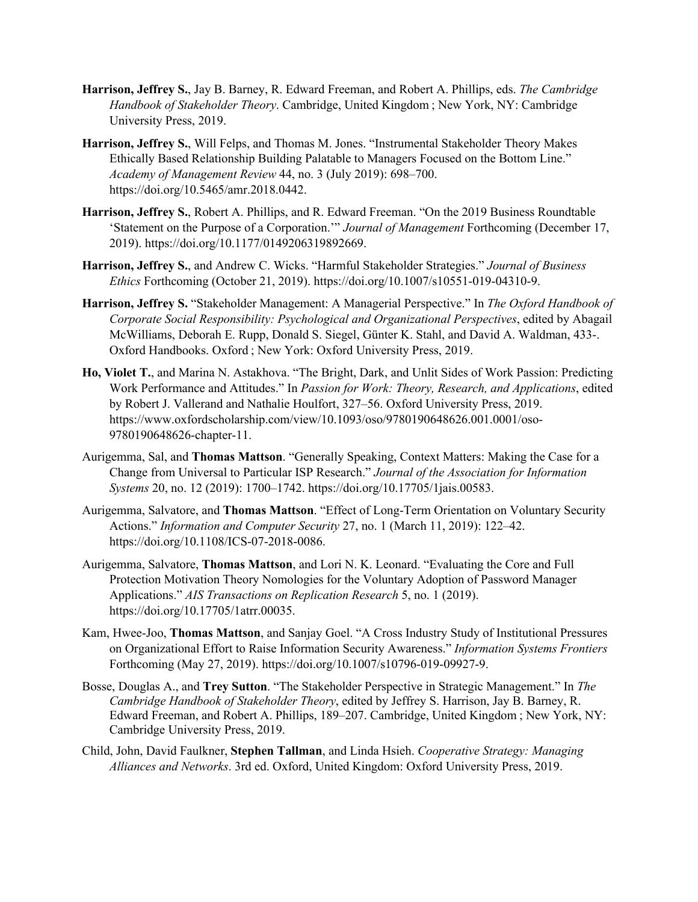**Harrison, Jeffrey S.**, Jay B. Barney, R. Edward Freeman, and Robert A. Phillips, eds. *The Cambridge Handbook of Stakeholder Theory*. Cambridge, United Kingdom ; New York, NY: Cambridge University Press, 2019.

**Harrison, Jeffrey S.**, Will Felps, and Thomas M. Jones. "Instrumental Stakeholder Theory Makes Ethically Based Relationship Building Palatable to Managers Focused on the Bottom Line." *Academy of Management Review* 44, no. 3 (July 2019): 698–700. https://doi.org/10.5465/amr.2018.0442.

**Harrison, Jeffrey S.**, Robert A. Phillips, and R. Edward Freeman. "On the 2019 Business Roundtable 'Statement on the Purpose of a Corporation.'" *Journal of Management* Forthcoming (December 17, 2019). https://doi.org/10.1177/0149206319892669.

**Harrison, Jeffrey S.**, and Andrew C. Wicks. "Harmful Stakeholder Strategies." *Journal of Business Ethics* Forthcoming (October 21, 2019). https://doi.org/10.1007/s10551-019-04310-9.

**Harrison, Jeffrey S.** "Stakeholder Management: A Managerial Perspective." In *The Oxford Handbook of Corporate Social Responsibility: Psychological and Organizational Perspectives*, edited by Abagail McWilliams, Deborah E. Rupp, Donald S. Siegel, Günter K. Stahl, and David A. Waldman, 433-. Oxford Handbooks. Oxford ; New York: Oxford University Press, 2019.

**Ho, Violet T.**, and Marina N. Astakhova. "The Bright, Dark, and Unlit Sides of Work Passion: Predicting Work Performance and Attitudes." In *Passion for Work: Theory, Research, and Applications*, edited by Robert J. Vallerand and Nathalie Houlfort, 327–56. Oxford University Press, 2019. https://www.oxfordscholarship.com/view/10.1093/oso/9780190648626.001.0001/oso-9780190648626-chapter-11.

Aurigemma, Sal, and **Thomas Mattson**. "Generally Speaking, Context Matters: Making the Case for a Change from Universal to Particular ISP Research." *Journal of the Association for Information Systems* 20, no. 12 (2019): 1700–1742. https://doi.org/10.17705/1jais.00583.

Aurigemma, Salvatore, and **Thomas Mattson**. "Effect of Long-Term Orientation on Voluntary Security Actions." *Information and Computer Security* 27, no. 1 (March 11, 2019): 122–42. https://doi.org/10.1108/ICS-07-2018-0086.

Aurigemma, Salvatore, **Thomas Mattson**, and Lori N. K. Leonard. "Evaluating the Core and Full Protection Motivation Theory Nomologies for the Voluntary Adoption of Password Manager Applications." *AIS Transactions on Replication Research* 5, no. 1 (2019). https://doi.org/10.17705/1atrr.00035.

Kam, Hwee-Joo, **Thomas Mattson**, and Sanjay Goel. "A Cross Industry Study of Institutional Pressures on Organizational Effort to Raise Information Security Awareness." *Information Systems Frontiers* Forthcoming (May 27, 2019). https://doi.org/10.1007/s10796-019-09927-9.

Bosse, Douglas A., and **Trey Sutton**. "The Stakeholder Perspective in Strategic Management." In *The Cambridge Handbook of Stakeholder Theory*, edited by Jeffrey S. Harrison, Jay B. Barney, R. Edward Freeman, and Robert A. Phillips, 189–207. Cambridge, United Kingdom ; New York, NY: Cambridge University Press, 2019.

Child, John, David Faulkner, **Stephen Tallman**, and Linda Hsieh. *Cooperative Strategy: Managing Alliances and Networks*. 3rd ed. Oxford, United Kingdom: Oxford University Press, 2019.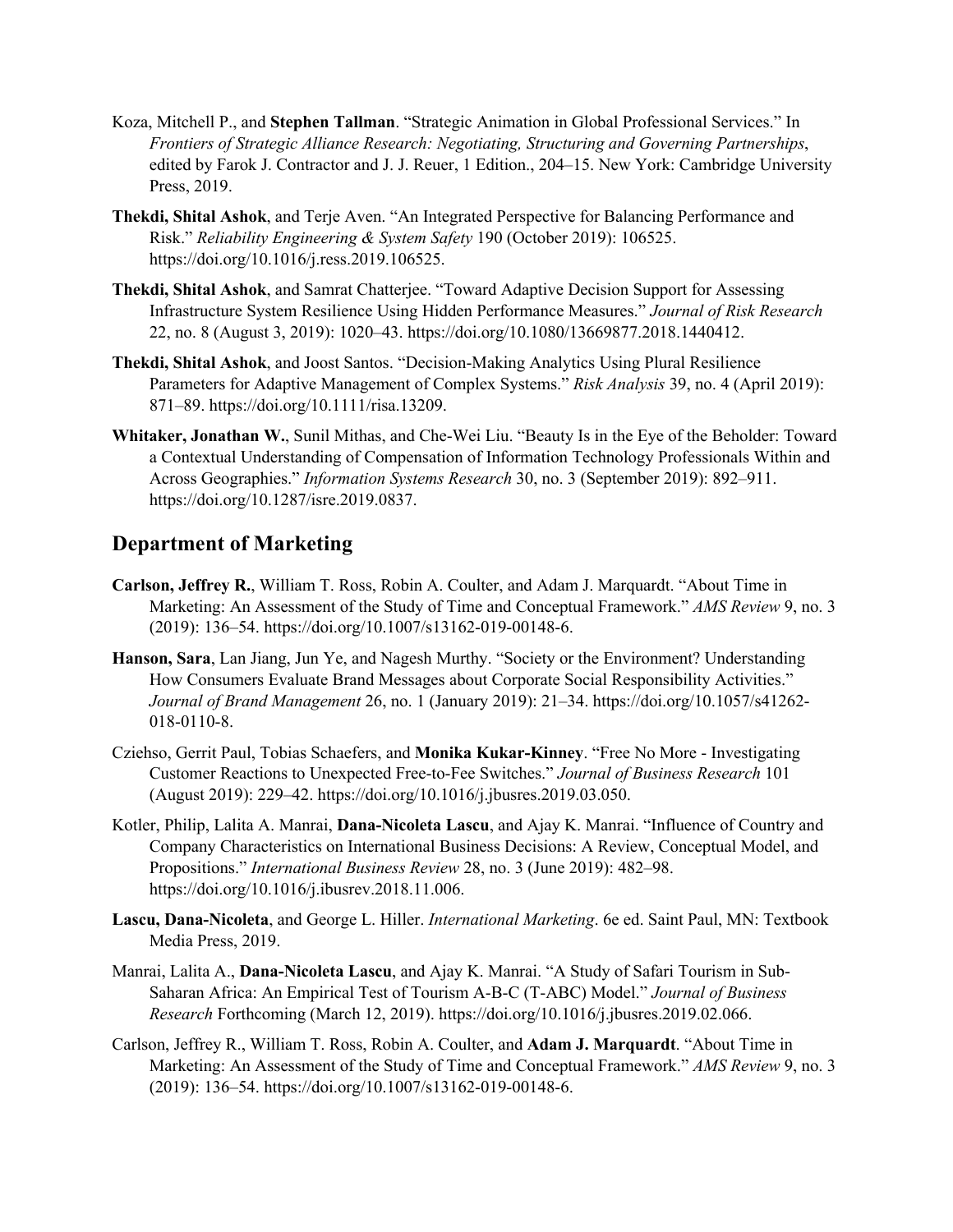Koza, Mitchell P., and **Stephen Tallman**. "Strategic Animation in Global Professional Services." In *Frontiers of Strategic Alliance Research: Negotiating, Structuring and Governing Partnerships*, edited by Farok J. Contractor and J. J. Reuer, 1 Edition., 204–15. New York: Cambridge University Press, 2019.

**Thekdi, Shital Ashok**, and Terje Aven. "An Integrated Perspective for Balancing Performance and Risk." *Reliability Engineering & System Safety* 190 (October 2019): 106525. https://doi.org/10.1016/j.ress.2019.106525.

**Thekdi, Shital Ashok**, and Samrat Chatterjee. "Toward Adaptive Decision Support for Assessing Infrastructure System Resilience Using Hidden Performance Measures." *Journal of Risk Research* 22, no. 8 (August 3, 2019): 1020–43. https://doi.org/10.1080/13669877.2018.1440412.

**Thekdi, Shital Ashok**, and Joost Santos. "Decision-Making Analytics Using Plural Resilience Parameters for Adaptive Management of Complex Systems." *Risk Analysis* 39, no. 4 (April 2019): 871–89. https://doi.org/10.1111/risa.13209.

**Whitaker, Jonathan W.**, Sunil Mithas, and Che-Wei Liu. "Beauty Is in the Eye of the Beholder: Toward a Contextual Understanding of Compensation of Information Technology Professionals Within and Across Geographies." *Information Systems Research* 30, no. 3 (September 2019): 892–911. https://doi.org/10.1287/isre.2019.0837.

## Department of Marketing

**Carlson, Jeffrey R.**, William T. Ross, Robin A. Coulter, and Adam J. Marquardt. "About Time in Marketing: An Assessment of the Study of Time and Conceptual Framework." *AMS Review* 9, no. 3 (2019): 136–54. https://doi.org/10.1007/s13162-019-00148-6.

**Hanson, Sara**, Lan Jiang, Jun Ye, and Nagesh Murthy. "Society or the Environment? Understanding How Consumers Evaluate Brand Messages about Corporate Social Responsibility Activities." *Journal of Brand Management* 26, no. 1 (January 2019): 21–34. https://doi.org/10.1057/s41262-018-0110-8.

Cziehso, Gerrit Paul, Tobias Schaefers, and **Monika Kukar-Kinney**. "Free No More - Investigating Customer Reactions to Unexpected Free-to-Fee Switches." *Journal of Business Research* 101 (August 2019): 229–42. https://doi.org/10.1016/j.jbusres.2019.03.050.

Kotler, Philip, Lalita A. Manrai, **Dana-Nicoleta Lascu**, and Ajay K. Manrai. "Influence of Country and Company Characteristics on International Business Decisions: A Review, Conceptual Model, and Propositions." *International Business Review* 28, no. 3 (June 2019): 482–98. https://doi.org/10.1016/j.ibusrev.2018.11.006.

**Lascu, Dana-Nicoleta**, and George L. Hiller. *International Marketing*. 6e ed. Saint Paul, MN: Textbook Media Press, 2019.

Manrai, Lalita A., **Dana-Nicoleta Lascu**, and Ajay K. Manrai. "A Study of Safari Tourism in Sub-Saharan Africa: An Empirical Test of Tourism A-B-C (T-ABC) Model." *Journal of Business Research* Forthcoming (March 12, 2019). https://doi.org/10.1016/j.jbusres.2019.02.066.

Carlson, Jeffrey R., William T. Ross, Robin A. Coulter, and **Adam J. Marquardt**. "About Time in Marketing: An Assessment of the Study of Time and Conceptual Framework." *AMS Review* 9, no. 3 (2019): 136–54. https://doi.org/10.1007/s13162-019-00148-6.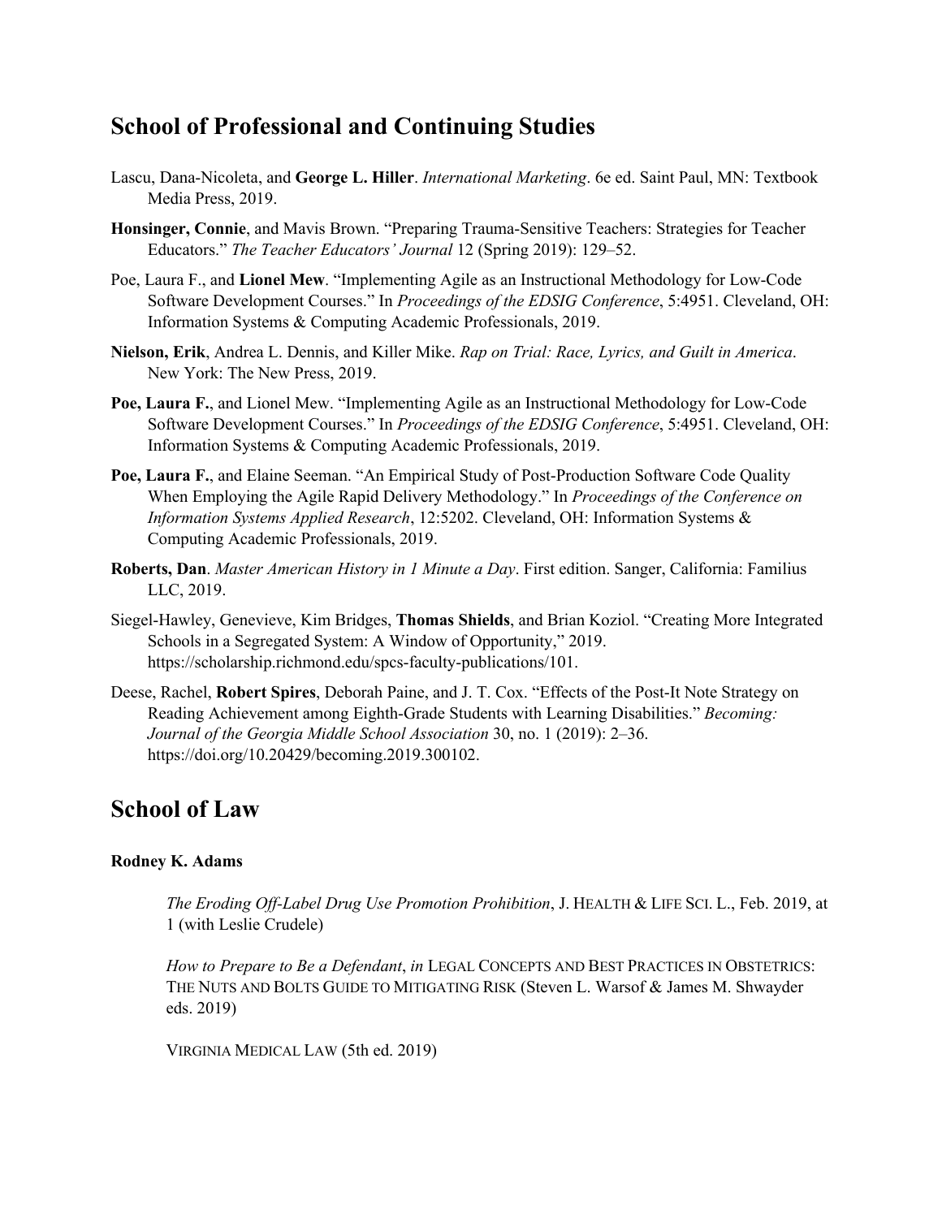## School of Professional and Continuing Studies

Lascu, Dana-Nicoleta, and **George L. Hiller**. *International Marketing*. 6e ed. Saint Paul, MN: Textbook Media Press, 2019.

**Honsinger, Connie**, and Mavis Brown. "Preparing Trauma-Sensitive Teachers: Strategies for Teacher Educators." *The Teacher Educators' Journal* 12 (Spring 2019): 129–52.

Poe, Laura F., and **Lionel Mew**. "Implementing Agile as an Instructional Methodology for Low-Code Software Development Courses." In *Proceedings of the EDSIG Conference*, 5:4951. Cleveland, OH: Information Systems & Computing Academic Professionals, 2019.

**Nielson, Erik**, Andrea L. Dennis, and Killer Mike. *Rap on Trial: Race, Lyrics, and Guilt in America*. New York: The New Press, 2019.

**Poe, Laura F.**, and Lionel Mew. "Implementing Agile as an Instructional Methodology for Low-Code Software Development Courses." In *Proceedings of the EDSIG Conference*, 5:4951. Cleveland, OH: Information Systems & Computing Academic Professionals, 2019.

**Poe, Laura F.**, and Elaine Seeman. "An Empirical Study of Post-Production Software Code Quality When Employing the Agile Rapid Delivery Methodology." In *Proceedings of the Conference on Information Systems Applied Research*, 12:5202. Cleveland, OH: Information Systems & Computing Academic Professionals, 2019.

**Roberts, Dan**. *Master American History in 1 Minute a Day*. First edition. Sanger, California: Familius LLC, 2019.

Siegel-Hawley, Genevieve, Kim Bridges, **Thomas Shields**, and Brian Koziol. "Creating More Integrated Schools in a Segregated System: A Window of Opportunity," 2019. https://scholarship.richmond.edu/spcs-faculty-publications/101.

Deese, Rachel, **Robert Spires**, Deborah Paine, and J. T. Cox. "Effects of the Post-It Note Strategy on Reading Achievement among Eighth-Grade Students with Learning Disabilities." *Becoming: Journal of the Georgia Middle School Association* 30, no. 1 (2019): 2–36. https://doi.org/10.20429/becoming.2019.300102.

## School of Law

**Rodney K. Adams**

*The Eroding Off-Label Drug Use Promotion Prohibition*, J. HEALTH & LIFE SCI. L., Feb. 2019, at 1 (with Leslie Crudele)

*How to Prepare to Be a Defendant*, *in* LEGAL CONCEPTS AND BEST PRACTICES IN OBSTETRICS: THE NUTS AND BOLTS GUIDE TO MITIGATING RISK (Steven L. Warsof & James M. Shwayder eds. 2019)

VIRGINIA MEDICAL LAW (5th ed. 2019)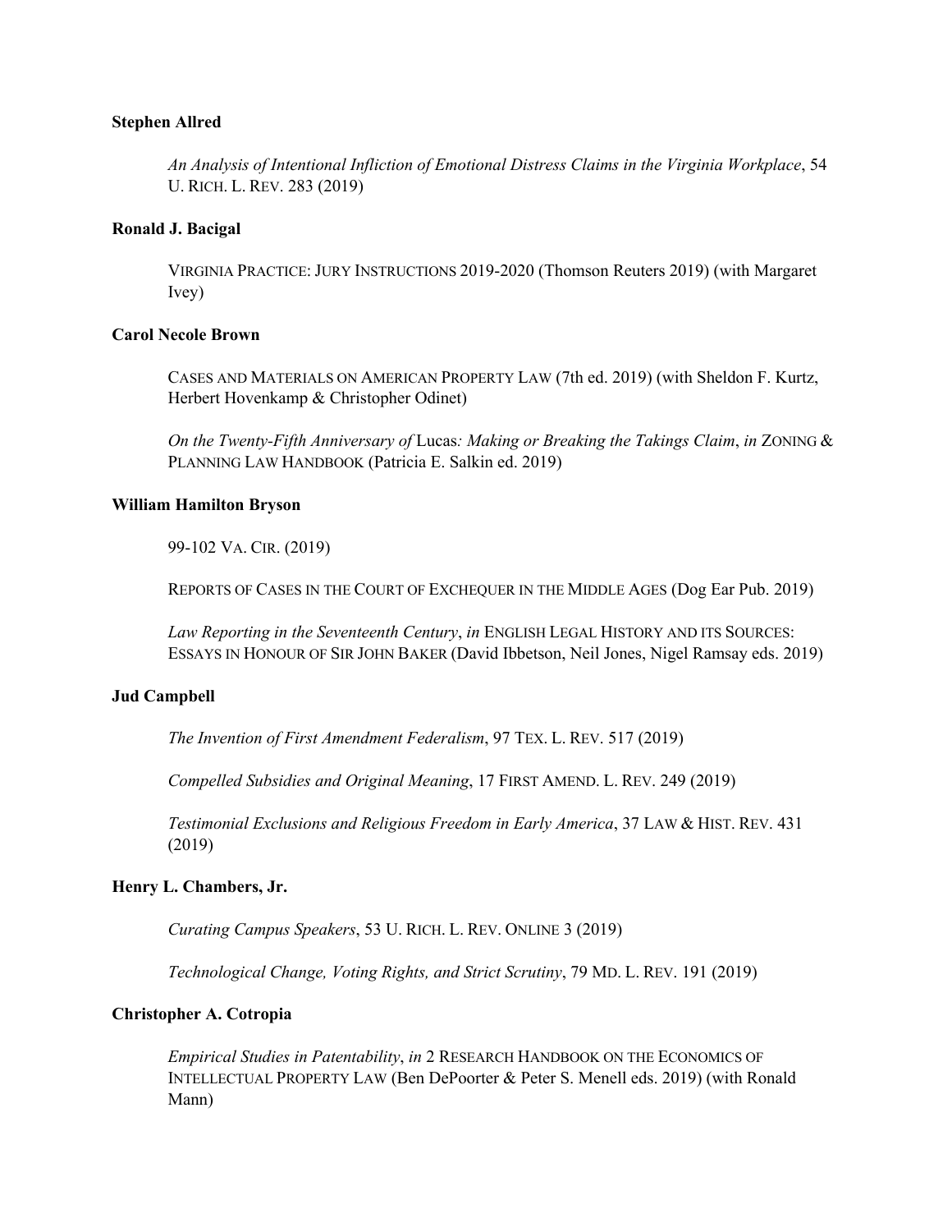**Stephen Allred**

*An Analysis of Intentional Infliction of Emotional Distress Claims in the Virginia Workplace*, 54 U. RICH. L. REV. 283 (2019)

**Ronald J. Bacigal**

VIRGINIA PRACTICE: JURY INSTRUCTIONS 2019-2020 (Thomson Reuters 2019) (with Margaret Ivey)

**Carol Necole Brown**

CASES AND MATERIALS ON AMERICAN PROPERTY LAW (7th ed. 2019) (with Sheldon F. Kurtz, Herbert Hovenkamp & Christopher Odinet)

*On the Twenty-Fifth Anniversary of* Lucas*: Making or Breaking the Takings Claim*, *in* ZONING & PLANNING LAW HANDBOOK (Patricia E. Salkin ed. 2019)

**William Hamilton Bryson**

99-102 VA. CIR. (2019)

REPORTS OF CASES IN THE COURT OF EXCHEQUER IN THE MIDDLE AGES (Dog Ear Pub. 2019)

*Law Reporting in the Seventeenth Century*, *in* ENGLISH LEGAL HISTORY AND ITS SOURCES: ESSAYS IN HONOUR OF SIR JOHN BAKER (David Ibbetson, Neil Jones, Nigel Ramsay eds. 2019)

**Jud Campbell**

*The Invention of First Amendment Federalism*, 97 TEX. L. REV. 517 (2019)

*Compelled Subsidies and Original Meaning*, 17 FIRST AMEND. L. REV. 249 (2019)

*Testimonial Exclusions and Religious Freedom in Early America*, 37 LAW & HIST. REV. 431 (2019)

**Henry L. Chambers, Jr.**

*Curating Campus Speakers*, 53 U. RICH. L. REV. ONLINE 3 (2019)

*Technological Change, Voting Rights, and Strict Scrutiny*, 79 MD. L. REV. 191 (2019)

**Christopher A. Cotropia**

*Empirical Studies in Patentability*, *in* 2 RESEARCH HANDBOOK ON THE ECONOMICS OF INTELLECTUAL PROPERTY LAW (Ben DePoorter & Peter S. Menell eds. 2019) (with Ronald Mann)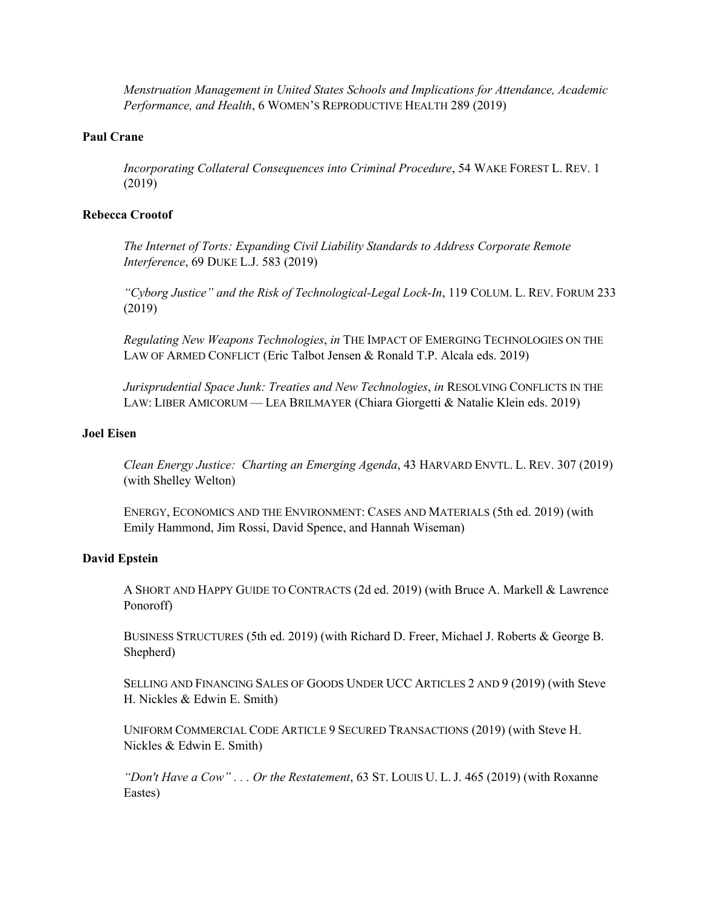*Menstruation Management in United States Schools and Implications for Attendance, Academic Performance, and Health*, 6 WOMEN'S REPRODUCTIVE HEALTH 289 (2019)

**Paul Crane**

*Incorporating Collateral Consequences into Criminal Procedure*, 54 WAKE FOREST L. REV. 1 (2019)

**Rebecca Crootof**

*The Internet of Torts: Expanding Civil Liability Standards to Address Corporate Remote Interference*, 69 DUKE L.J. 583 (2019)

*"Cyborg Justice" and the Risk of Technological-Legal Lock-In*, 119 COLUM. L. REV. FORUM 233 (2019)

*Regulating New Weapons Technologies*, *in* THE IMPACT OF EMERGING TECHNOLOGIES ON THE LAW OF ARMED CONFLICT (Eric Talbot Jensen & Ronald T.P. Alcala eds. 2019)

*Jurisprudential Space Junk: Treaties and New Technologies*, *in* RESOLVING CONFLICTS IN THE LAW: LIBER AMICORUM — LEA BRILMAYER (Chiara Giorgetti & Natalie Klein eds. 2019)

**Joel Eisen**

*Clean Energy Justice: Charting an Emerging Agenda*, 43 HARVARD ENVTL. L. REV. 307 (2019) (with Shelley Welton)

ENERGY, ECONOMICS AND THE ENVIRONMENT: CASES AND MATERIALS (5th ed. 2019) (with Emily Hammond, Jim Rossi, David Spence, and Hannah Wiseman)

**David Epstein**

A SHORT AND HAPPY GUIDE TO CONTRACTS (2d ed. 2019) (with Bruce A. Markell & Lawrence Ponoroff)

BUSINESS STRUCTURES (5th ed. 2019) (with Richard D. Freer, Michael J. Roberts & George B. Shepherd)

SELLING AND FINANCING SALES OF GOODS UNDER UCC ARTICLES 2 AND 9 (2019) (with Steve H. Nickles & Edwin E. Smith)

UNIFORM COMMERCIAL CODE ARTICLE 9 SECURED TRANSACTIONS (2019) (with Steve H. Nickles & Edwin E. Smith)

*"Don't Have a Cow" . . . Or the Restatement*, 63 ST. LOUIS U. L. J. 465 (2019) (with Roxanne Eastes)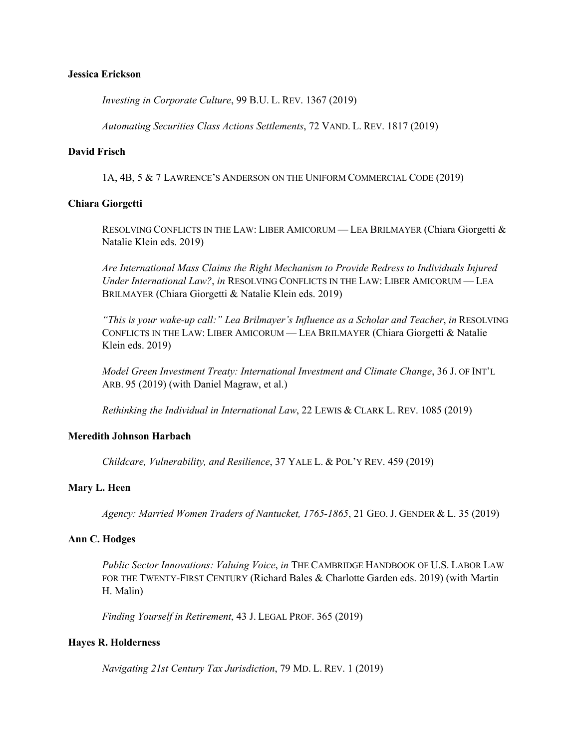**Jessica Erickson**

*Investing in Corporate Culture*, 99 B.U. L. REV. 1367 (2019)

*Automating Securities Class Actions Settlements*, 72 VAND. L. REV. 1817 (2019)

**David Frisch**

1A, 4B, 5 & 7 LAWRENCE'S ANDERSON ON THE UNIFORM COMMERCIAL CODE (2019)

**Chiara Giorgetti**

RESOLVING CONFLICTS IN THE LAW: LIBER AMICORUM — LEA BRILMAYER (Chiara Giorgetti & Natalie Klein eds. 2019)

*Are International Mass Claims the Right Mechanism to Provide Redress to Individuals Injured Under International Law?*, *in* RESOLVING CONFLICTS IN THE LAW: LIBER AMICORUM — LEA BRILMAYER (Chiara Giorgetti & Natalie Klein eds. 2019)

*"This is your wake-up call:" Lea Brilmayer's Influence as a Scholar and Teacher*, *in* RESOLVING CONFLICTS IN THE LAW: LIBER AMICORUM — LEA BRILMAYER (Chiara Giorgetti & Natalie Klein eds. 2019)

*Model Green Investment Treaty: International Investment and Climate Change*, 36 J. OF INT'L ARB. 95 (2019) (with Daniel Magraw, et al.)

*Rethinking the Individual in International Law*, 22 LEWIS & CLARK L. REV. 1085 (2019)

**Meredith Johnson Harbach**

*Childcare, Vulnerability, and Resilience*, 37 YALE L. & POL'Y REV. 459 (2019)

**Mary L. Heen**

*Agency: Married Women Traders of Nantucket, 1765-1865*, 21 GEO. J. GENDER & L. 35 (2019)

**Ann C. Hodges**

*Public Sector Innovations: Valuing Voice*, *in* THE CAMBRIDGE HANDBOOK OF U.S. LABOR LAW FOR THE TWENTY-FIRST CENTURY (Richard Bales & Charlotte Garden eds. 2019) (with Martin H. Malin)

*Finding Yourself in Retirement*, 43 J. LEGAL PROF. 365 (2019)

**Hayes R. Holderness**

*Navigating 21st Century Tax Jurisdiction*, 79 MD. L. REV. 1 (2019)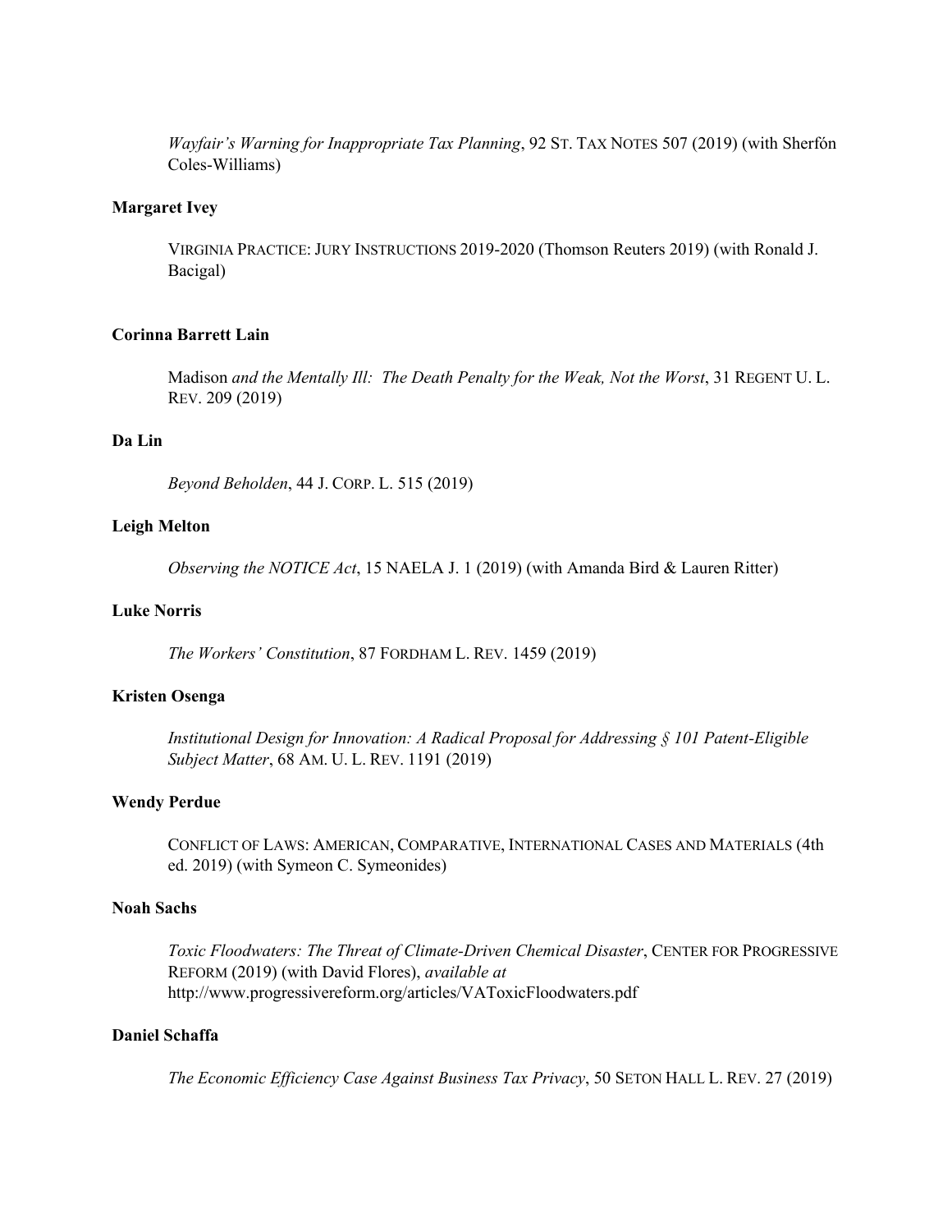*Wayfair's Warning for Inappropriate Tax Planning*, 92 ST. TAX NOTES 507 (2019) (with Sherfón Coles-Williams)

**Margaret Ivey**

VIRGINIA PRACTICE: JURY INSTRUCTIONS 2019-2020 (Thomson Reuters 2019) (with Ronald J. Bacigal)

**Corinna Barrett Lain**

Madison *and the Mentally Ill: The Death Penalty for the Weak, Not the Worst*, 31 REGENT U. L. REV. 209 (2019)

**Da Lin**

*Beyond Beholden*, 44 J. CORP. L. 515 (2019)

**Leigh Melton**

*Observing the NOTICE Act*, 15 NAELA J. 1 (2019) (with Amanda Bird & Lauren Ritter)

**Luke Norris**

*The Workers' Constitution*, 87 FORDHAM L. REV. 1459 (2019)

**Kristen Osenga**

*Institutional Design for Innovation: A Radical Proposal for Addressing § 101 Patent-Eligible Subject Matter*, 68 AM. U. L. REV. 1191 (2019)

**Wendy Perdue**

CONFLICT OF LAWS: AMERICAN, COMPARATIVE, INTERNATIONAL CASES AND MATERIALS (4th ed. 2019) (with Symeon C. Symeonides)

**Noah Sachs**

*Toxic Floodwaters: The Threat of Climate-Driven Chemical Disaster*, CENTER FOR PROGRESSIVE REFORM (2019) (with David Flores), *available at* http://www.progressivereform.org/articles/VAToxicFloodwaters.pdf

**Daniel Schaffa**

*The Economic Efficiency Case Against Business Tax Privacy*, 50 SETON HALL L. REV. 27 (2019)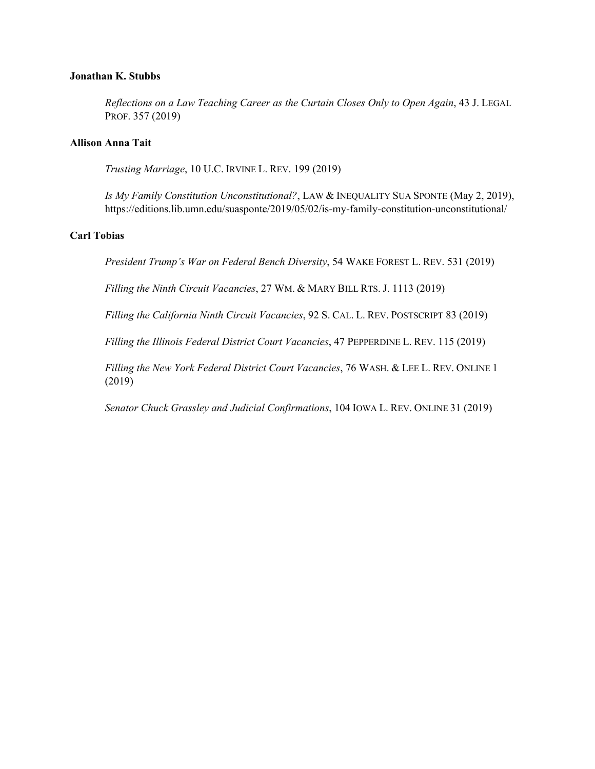**Jonathan K. Stubbs**

*Reflections on a Law Teaching Career as the Curtain Closes Only to Open Again*, 43 J. LEGAL PROF. 357 (2019)

**Allison Anna Tait**

*Trusting Marriage*, 10 U.C. IRVINE L. REV. 199 (2019)

*Is My Family Constitution Unconstitutional?*, LAW & INEQUALITY SUA SPONTE (May 2, 2019), https://editions.lib.umn.edu/suasponte/2019/05/02/is-my-family-constitution-unconstitutional/

**Carl Tobias**

*President Trump's War on Federal Bench Diversity*, 54 WAKE FOREST L. REV. 531 (2019)

*Filling the Ninth Circuit Vacancies*, 27 WM. & MARY BILL RTS. J. 1113 (2019)

*Filling the California Ninth Circuit Vacancies*, 92 S. CAL. L. REV. POSTSCRIPT 83 (2019)

*Filling the Illinois Federal District Court Vacancies*, 47 PEPPERDINE L. REV. 115 (2019)

*Filling the New York Federal District Court Vacancies*, 76 WASH. & LEE L. REV. ONLINE 1 (2019)

*Senator Chuck Grassley and Judicial Confirmations*, 104 IOWA L. REV. ONLINE 31 (2019)